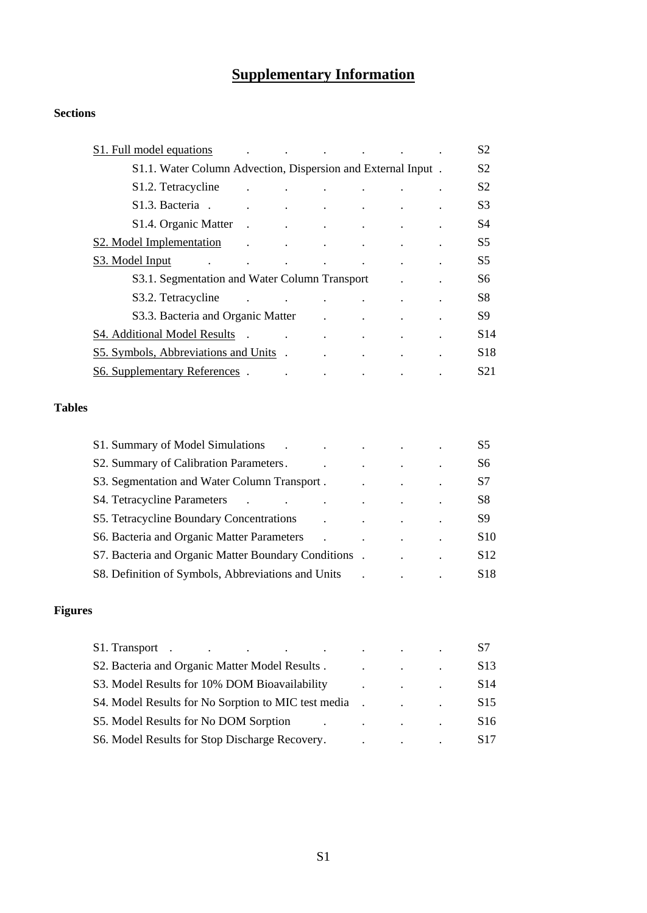# Supplementary Information

**Sections**

- S1. Full model equations — S2
  - S1.1. Water Column Advection, Dispersion and External Input — S2
  - S1.2. Tetracycline — S2
  - S1.3. Bacteria — S3
  - S1.4. Organic Matter — S4
- S2. Model Implementation — S5
- S3. Model Input — S5
  - S3.1. Segmentation and Water Column Transport — S6
  - S3.2. Tetracycline — S8
  - S3.3. Bacteria and Organic Matter — S9
- S4. Additional Model Results — S14
- S5. Symbols, Abbreviations and Units — S18
- S6. Supplementary References — S21

**Tables**

- S1. Summary of Model Simulations — S5
- S2. Summary of Calibration Parameters — S6
- S3. Segmentation and Water Column Transport — S7
- S4. Tetracycline Parameters — S8
- S5. Tetracycline Boundary Concentrations — S9
- S6. Bacteria and Organic Matter Parameters — S10
- S7. Bacteria and Organic Matter Boundary Conditions — S12
- S8. Definition of Symbols, Abbreviations and Units — S18

**Figures**

- S1. Transport — S7
- S2. Bacteria and Organic Matter Model Results — S13
- S3. Model Results for 10% DOM Bioavailability — S14
- S4. Model Results for No Sorption to MIC test media — S15
- S5. Model Results for No DOM Sorption — S16
- S6. Model Results for Stop Discharge Recovery — S17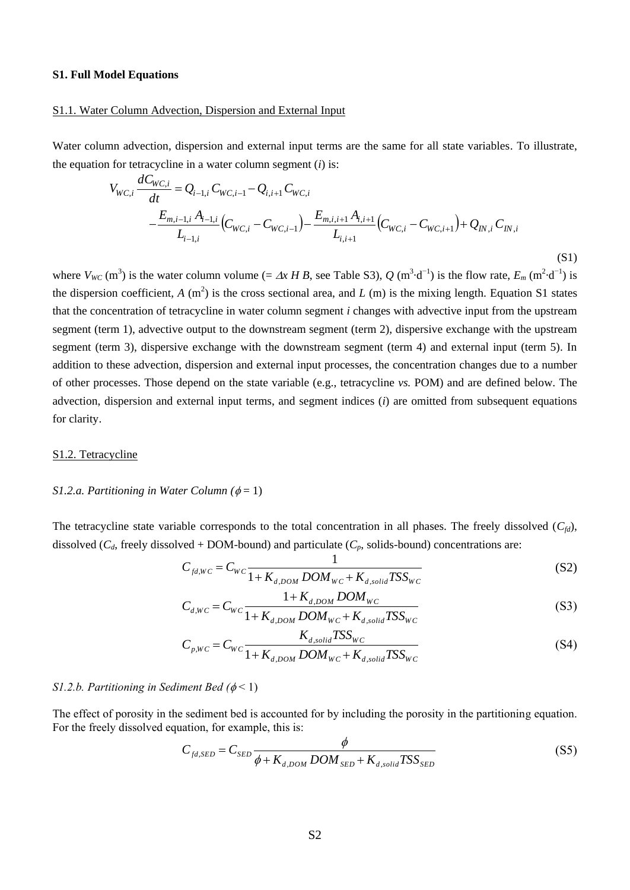**S1. Full Model Equations**

S1.1. Water Column Advection, Dispersion and External Input

Water column advection, dispersion and external input terms are the same for all state variables. To illustrate, the equation for tetracycline in a water column segment ($i$) is:

$$V_{WC,i}\frac{dC_{WC,i}}{dt} = Q_{i-1,i}\,C_{WC,i-1} - Q_{i,i+1}\,C_{WC,i} - \frac{E_{m,i-1,i}\,A_{i-1,i}}{L_{i-1,i}}\left(C_{WC,i} - C_{WC,i-1}\right) - \frac{E_{m,i,i+1}\,A_{i,i+1}}{L_{i,i+1}}\left(C_{WC,i} - C_{WC,i+1}\right) + Q_{IN,i}\,C_{IN,i} \tag{S1}$$

where $V_{WC}$ (m$^3$) is the water column volume (= $\Delta x\ H\ B$, see Table S3), $Q$ (m$^3$·d$^{-1}$) is the flow rate, $E_m$ (m$^2$·d$^{-1}$) is the dispersion coefficient, $A$ (m$^2$) is the cross sectional area, and $L$ (m) is the mixing length. Equation S1 states that the concentration of tetracycline in water column segment $i$ changes with advective input from the upstream segment (term 1), advective output to the downstream segment (term 2), dispersive exchange with the upstream segment (term 3), dispersive exchange with the downstream segment (term 4) and external input (term 5). In addition to these advection, dispersion and external input processes, the concentration changes due to a number of other processes. Those depend on the state variable (e.g., tetracycline *vs.* POM) and are defined below. The advection, dispersion and external input terms, and segment indices ($i$) are omitted from subsequent equations for clarity.

S1.2. Tetracycline

*S1.2.a. Partitioning in Water Column ($\phi = 1$)*

The tetracycline state variable corresponds to the total concentration in all phases. The freely dissolved ($C_{fd}$), dissolved ($C_d$, freely dissolved + DOM-bound) and particulate ($C_p$, solids-bound) concentrations are:

$$C_{fd,WC} = C_{WC}\frac{1}{1 + K_{d,DOM}\,DOM_{WC} + K_{d,solid}\,TSS_{WC}} \tag{S2}$$

$$C_{d,WC} = C_{WC}\frac{1 + K_{d,DOM}\,DOM_{WC}}{1 + K_{d,DOM}\,DOM_{WC} + K_{d,solid}\,TSS_{WC}} \tag{S3}$$

$$C_{p,WC} = C_{WC}\frac{K_{d,solid}\,TSS_{WC}}{1 + K_{d,DOM}\,DOM_{WC} + K_{d,solid}\,TSS_{WC}} \tag{S4}$$

*S1.2.b. Partitioning in Sediment Bed ($\phi < 1$)*

The effect of porosity in the sediment bed is accounted for by including the porosity in the partitioning equation. For the freely dissolved equation, for example, this is:

$$C_{fd,SED} = C_{SED}\frac{\phi}{\phi + K_{d,DOM}\,DOM_{SED} + K_{d,solid}\,TSS_{SED}} \tag{S5}$$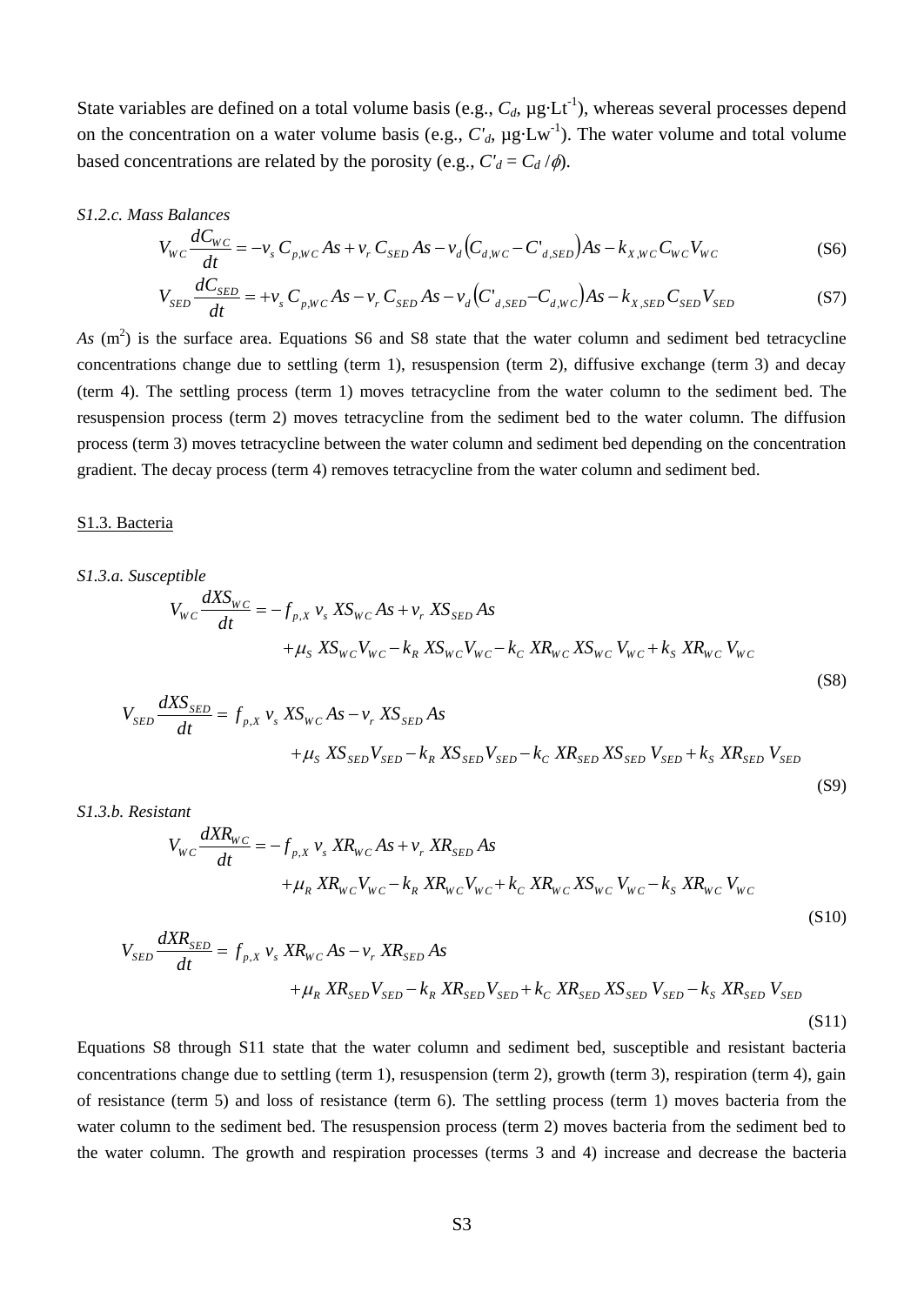State variables are defined on a total volume basis (e.g., $C_d$, μg·Lt$^{-1}$), whereas several processes depend on the concentration on a water volume basis (e.g., $C'_d$, μg·Lw$^{-1}$). The water volume and total volume based concentrations are related by the porosity (e.g., $C'_d = C_d / \phi$).

*S1.2.c. Mass Balances*

$$V_{WC}\frac{dC_{WC}}{dt} = -v_s\, C_{p,WC}\, As + v_r\, C_{SED}\, As - v_d\left(C_{d,WC} - C'_{d,SED}\right)As - k_{X,WC}\, C_{WC}\, V_{WC} \tag{S6}$$

$$V_{SED}\frac{dC_{SED}}{dt} = +v_s\, C_{p,WC}\, As - v_r\, C_{SED}\, As - v_d\left(C'_{d,SED} - C_{d,WC}\right)As - k_{X,SED}\, C_{SED}\, V_{SED} \tag{S7}$$

$As$ (m$^2$) is the surface area. Equations S6 and S8 state that the water column and sediment bed tetracycline concentrations change due to settling (term 1), resuspension (term 2), diffusive exchange (term 3) and decay (term 4). The settling process (term 1) moves tetracycline from the water column to the sediment bed. The resuspension process (term 2) moves tetracycline from the sediment bed to the water column. The diffusion process (term 3) moves tetracycline between the water column and sediment bed depending on the concentration gradient. The decay process (term 4) removes tetracycline from the water column and sediment bed.

S1.3. Bacteria

*S1.3.a. Susceptible*

$$V_{WC}\frac{dXS_{WC}}{dt} = -f_{p,X}\, v_s\, XS_{WC}\, As + v_r\, XS_{SED}\, As + \mu_S\, XS_{WC} V_{WC} - k_R\, XS_{WC} V_{WC} - k_C\, XR_{WC}\, XS_{WC}\, V_{WC} + k_S\, XR_{WC}\, V_{WC} \tag{S8}$$

$$V_{SED}\frac{dXS_{SED}}{dt} = f_{p,X}\, v_s\, XS_{WC}\, As - v_r\, XS_{SED}\, As + \mu_S\, XS_{SED} V_{SED} - k_R\, XS_{SED} V_{SED} - k_C\, XR_{SED}\, XS_{SED}\, V_{SED} + k_S\, XR_{SED}\, V_{SED} \tag{S9}$$

*S1.3.b. Resistant*

$$V_{WC}\frac{dXR_{WC}}{dt} = -f_{p,X}\, v_s\, XR_{WC}\, As + v_r\, XR_{SED}\, As + \mu_R\, XR_{WC} V_{WC} - k_R\, XR_{WC} V_{WC} + k_C\, XR_{WC}\, XS_{WC}\, V_{WC} - k_S\, XR_{WC}\, V_{WC} \tag{S10}$$

$$V_{SED}\frac{dXR_{SED}}{dt} = f_{p,X}\, v_s\, XR_{WC}\, As - v_r\, XR_{SED}\, As + \mu_R\, XR_{SED} V_{SED} - k_R\, XR_{SED} V_{SED} + k_C\, XR_{SED}\, XS_{SED}\, V_{SED} - k_S\, XR_{SED}\, V_{SED} \tag{S11}$$

Equations S8 through S11 state that the water column and sediment bed, susceptible and resistant bacteria concentrations change due to settling (term 1), resuspension (term 2), growth (term 3), respiration (term 4), gain of resistance (term 5) and loss of resistance (term 6). The settling process (term 1) moves bacteria from the water column to the sediment bed. The resuspension process (term 2) moves bacteria from the sediment bed to the water column. The growth and respiration processes (terms 3 and 4) increase and decrease the bacteria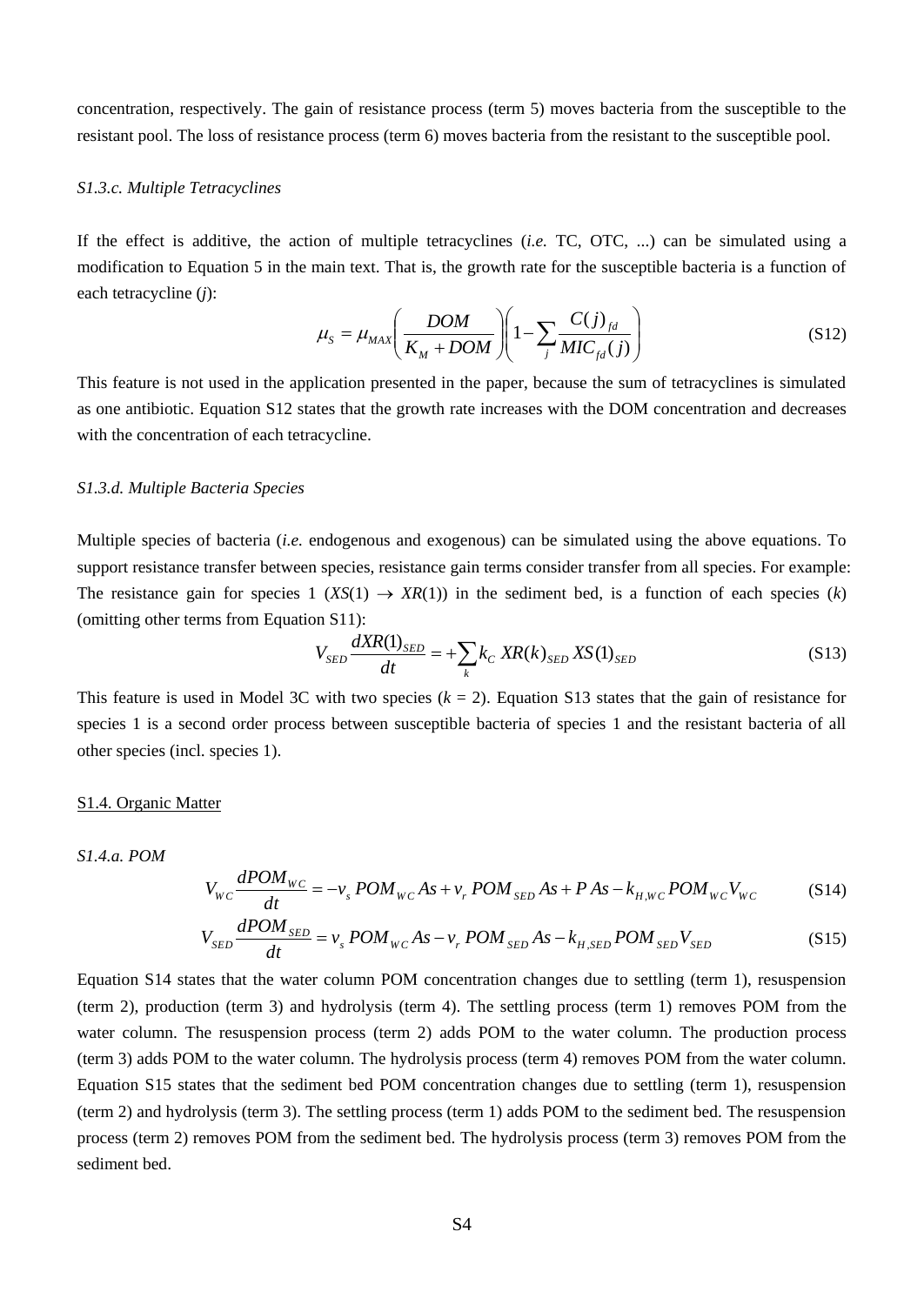concentration, respectively. The gain of resistance process (term 5) moves bacteria from the susceptible to the resistant pool. The loss of resistance process (term 6) moves bacteria from the resistant to the susceptible pool.

*S1.3.c. Multiple Tetracyclines*

If the effect is additive, the action of multiple tetracyclines (*i.e.* TC, OTC, ...) can be simulated using a modification to Equation 5 in the main text. That is, the growth rate for the susceptible bacteria is a function of each tetracycline ($j$):

$$\mu_S = \mu_{MAX}\left(\frac{DOM}{K_M + DOM}\right)\left(1 - \sum_j \frac{C(j)_{fd}}{MIC_{fd}(j)}\right) \tag{S12}$$

This feature is not used in the application presented in the paper, because the sum of tetracyclines is simulated as one antibiotic. Equation S12 states that the growth rate increases with the DOM concentration and decreases with the concentration of each tetracycline.

*S1.3.d. Multiple Bacteria Species*

Multiple species of bacteria (*i.e.* endogenous and exogenous) can be simulated using the above equations. To support resistance transfer between species, resistance gain terms consider transfer from all species. For example: The resistance gain for species 1 ($XS(1) \rightarrow XR(1)$) in the sediment bed, is a function of each species ($k$) (omitting other terms from Equation S11):

$$V_{SED}\frac{dXR(1)_{SED}}{dt} = +\sum_k k_C\, XR(k)_{SED}\, XS(1)_{SED} \tag{S13}$$

This feature is used in Model 3C with two species ($k$ = 2). Equation S13 states that the gain of resistance for species 1 is a second order process between susceptible bacteria of species 1 and the resistant bacteria of all other species (incl. species 1).

S1.4. Organic Matter

*S1.4.a. POM*

$$V_{WC}\frac{dPOM_{WC}}{dt} = -v_s\, POM_{WC}\, As + v_r\, POM_{SED}\, As + P\, As - k_{H,WC}\, POM_{WC} V_{WC} \tag{S14}$$

$$V_{SED}\frac{dPOM_{SED}}{dt} = v_s\, POM_{WC}\, As - v_r\, POM_{SED}\, As - k_{H,SED}\, POM_{SED} V_{SED} \tag{S15}$$

Equation S14 states that the water column POM concentration changes due to settling (term 1), resuspension (term 2), production (term 3) and hydrolysis (term 4). The settling process (term 1) removes POM from the water column. The resuspension process (term 2) adds POM to the water column. The production process (term 3) adds POM to the water column. The hydrolysis process (term 4) removes POM from the water column. Equation S15 states that the sediment bed POM concentration changes due to settling (term 1), resuspension (term 2) and hydrolysis (term 3). The settling process (term 1) adds POM to the sediment bed. The resuspension process (term 2) removes POM from the sediment bed. The hydrolysis process (term 3) removes POM from the sediment bed.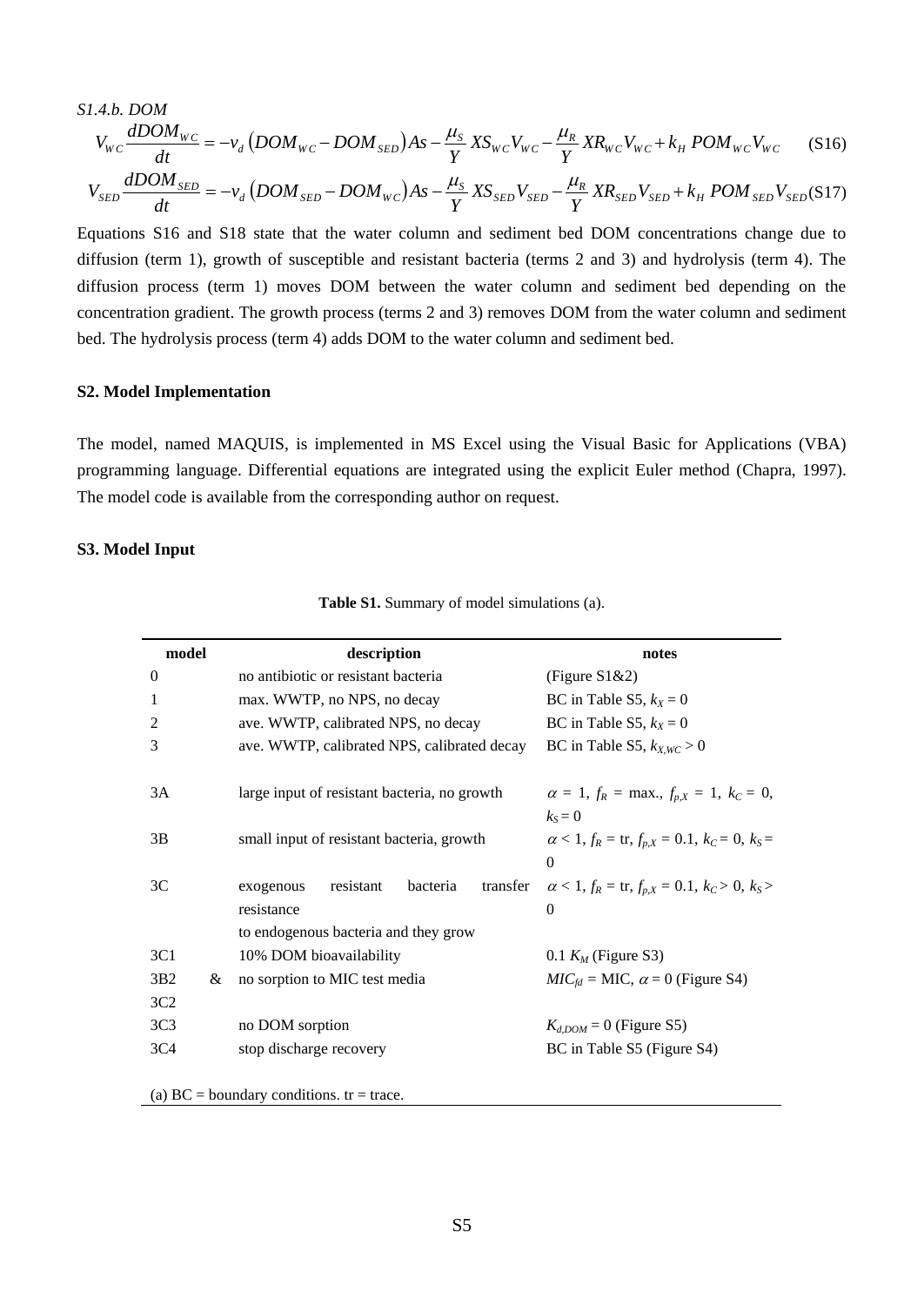*S1.4.b. DOM*

$$V_{WC}\frac{dDOM_{WC}}{dt} = -v_d\left(DOM_{WC} - DOM_{SED}\right)As - \frac{\mu_S}{Y}XS_{WC}V_{WC} - \frac{\mu_R}{Y}XR_{WC}V_{WC} + k_H\,POM_{WC}V_{WC} \quad \text{(S16)}$$

$$V_{SED}\frac{dDOM_{SED}}{dt} = -v_d\left(DOM_{SED} - DOM_{WC}\right)As - \frac{\mu_S}{Y}XS_{SED}V_{SED} - \frac{\mu_R}{Y}XR_{SED}V_{SED} + k_H\,POM_{SED}V_{SED} \quad \text{(S17)}$$

Equations S16 and S18 state that the water column and sediment bed DOM concentrations change due to diffusion (term 1), growth of susceptible and resistant bacteria (terms 2 and 3) and hydrolysis (term 4). The diffusion process (term 1) moves DOM between the water column and sediment bed depending on the concentration gradient. The growth process (terms 2 and 3) removes DOM from the water column and sediment bed. The hydrolysis process (term 4) adds DOM to the water column and sediment bed.

## S2. Model Implementation

The model, named MAQUIS, is implemented in MS Excel using the Visual Basic for Applications (VBA) programming language. Differential equations are integrated using the explicit Euler method (Chapra, 1997). The model code is available from the corresponding author on request.

## S3. Model Input

**Table S1.** Summary of model simulations (a).

| model | description | notes |
|---|---|---|
| 0 | no antibiotic or resistant bacteria | (Figure S1&2) |
| 1 | max. WWTP, no NPS, no decay | BC in Table S5, $k_X = 0$ |
| 2 | ave. WWTP, calibrated NPS, no decay | BC in Table S5, $k_X = 0$ |
| 3 | ave. WWTP, calibrated NPS, calibrated decay | BC in Table S5, $k_{X,WC} > 0$ |
| 3A | large input of resistant bacteria, no growth | $\alpha = 1$, $f_R$ = max., $f_{p,X} = 1$, $k_C = 0$, $k_S = 0$ |
| 3B | small input of resistant bacteria, growth | $\alpha < 1$, $f_R$ = tr, $f_{p,X} = 0.1$, $k_C = 0$, $k_S = 0$ |
| 3C | exogenous resistant bacteria transfer resistance to endogenous bacteria and they grow | $\alpha < 1$, $f_R$ = tr, $f_{p,X} = 0.1$, $k_C > 0$, $k_S > 0$ |
| 3C1 | 10% DOM bioavailability | 0.1 $K_M$ (Figure S3) |
| 3B2 & 3C2 | no sorption to MIC test media | $MIC_{fd}$ = MIC, $\alpha = 0$ (Figure S4) |
| 3C3 | no DOM sorption | $K_{d,DOM} = 0$ (Figure S5) |
| 3C4 | stop discharge recovery | BC in Table S5 (Figure S4) |

(a) BC = boundary conditions. tr = trace.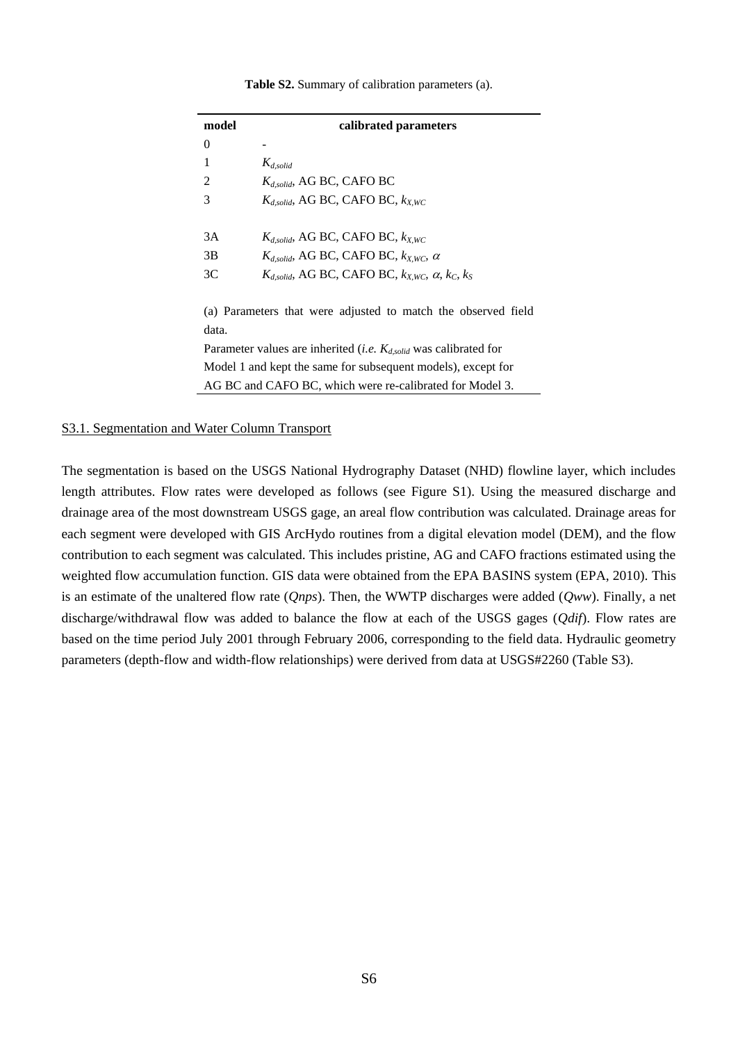**Table S2.** Summary of calibration parameters (a).

| model | calibrated parameters |
|---|---|
| 0 | - |
| 1 | $K_{d,solid}$ |
| 2 | $K_{d,solid}$, AG BC, CAFO BC |
| 3 | $K_{d,solid}$, AG BC, CAFO BC, $k_{X,WC}$ |
| | |
| 3A | $K_{d,solid}$, AG BC, CAFO BC, $k_{X,WC}$ |
| 3B | $K_{d,solid}$, AG BC, CAFO BC, $k_{X,WC}$, $\alpha$ |
| 3C | $K_{d,solid}$, AG BC, CAFO BC, $k_{X,WC}$, $\alpha$, $k_C$, $k_S$ |

(a) Parameters that were adjusted to match the observed field data.

Parameter values are inherited (*i.e.* $K_{d,solid}$ was calibrated for Model 1 and kept the same for subsequent models), except for AG BC and CAFO BC, which were re-calibrated for Model 3.

S3.1. Segmentation and Water Column Transport

The segmentation is based on the USGS National Hydrography Dataset (NHD) flowline layer, which includes length attributes. Flow rates were developed as follows (see Figure S1). Using the measured discharge and drainage area of the most downstream USGS gage, an areal flow contribution was calculated. Drainage areas for each segment were developed with GIS ArcHydo routines from a digital elevation model (DEM), and the flow contribution to each segment was calculated. This includes pristine, AG and CAFO fractions estimated using the weighted flow accumulation function. GIS data were obtained from the EPA BASINS system (EPA, 2010). This is an estimate of the unaltered flow rate (*Qnps*). Then, the WWTP discharges were added (*Qww*). Finally, a net discharge/withdrawal flow was added to balance the flow at each of the USGS gages (*Qdif*). Flow rates are based on the time period July 2001 through February 2006, corresponding to the field data. Hydraulic geometry parameters (depth-flow and width-flow relationships) were derived from data at USGS#2260 (Table S3).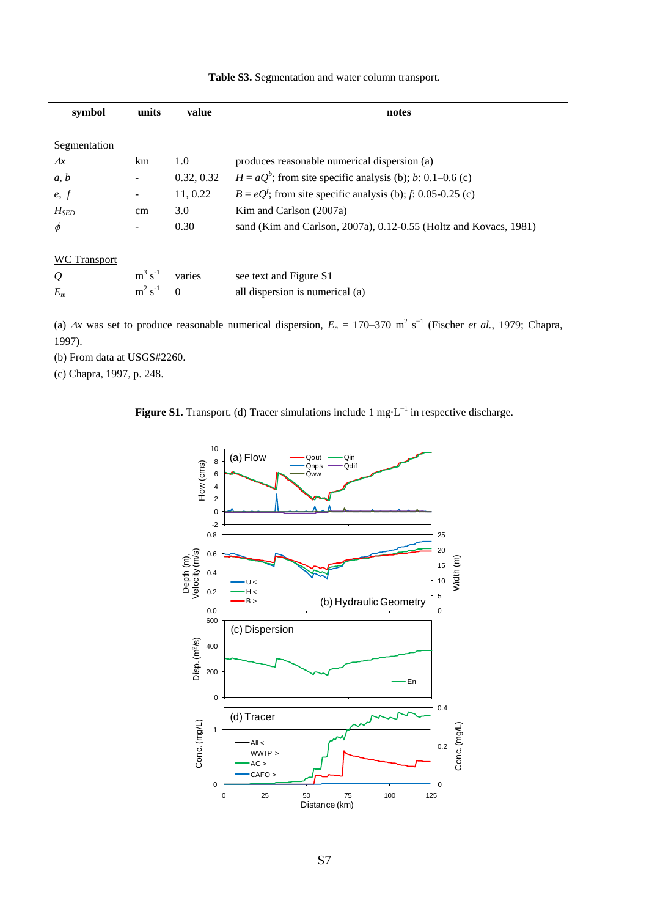**Table S3.** Segmentation and water column transport.

| symbol | units | value | notes |
|---|---|---|---|
| Segmentation | | | |
| $\Delta x$ | km | 1.0 | produces reasonable numerical dispersion (a) |
| *a, b* | - | 0.32, 0.32 | $H = aQ^b$; from site specific analysis (b); *b*: 0.1–0.6 (c) |
| *e, f* | - | 11, 0.22 | $B = eQ^f$; from site specific analysis (b); *f*: 0.05-0.25 (c) |
| $H_{SED}$ | cm | 3.0 | Kim and Carlson (2007a) |
| $\phi$ | - | 0.30 | sand (Kim and Carlson, 2007a), 0.12-0.55 (Holtz and Kovacs, 1981) |
| WC Transport | | | |
| $Q$ | $m^3\ s^{-1}$ | varies | see text and Figure S1 |
| $E_m$ | $m^2\ s^{-1}$ | 0 | all dispersion is numerical (a) |

(a) $\Delta x$ was set to produce reasonable numerical dispersion, $E_n$ = 170–370 $m^2\ s^{-1}$ (Fischer *et al.*, 1979; Chapra, 1997).
(b) From data at USGS#2260.
(c) Chapra, 1997, p. 248.

**Figure S1.** Transport. (d) Tracer simulations include 1 mg·L$^{-1}$ in respective discharge.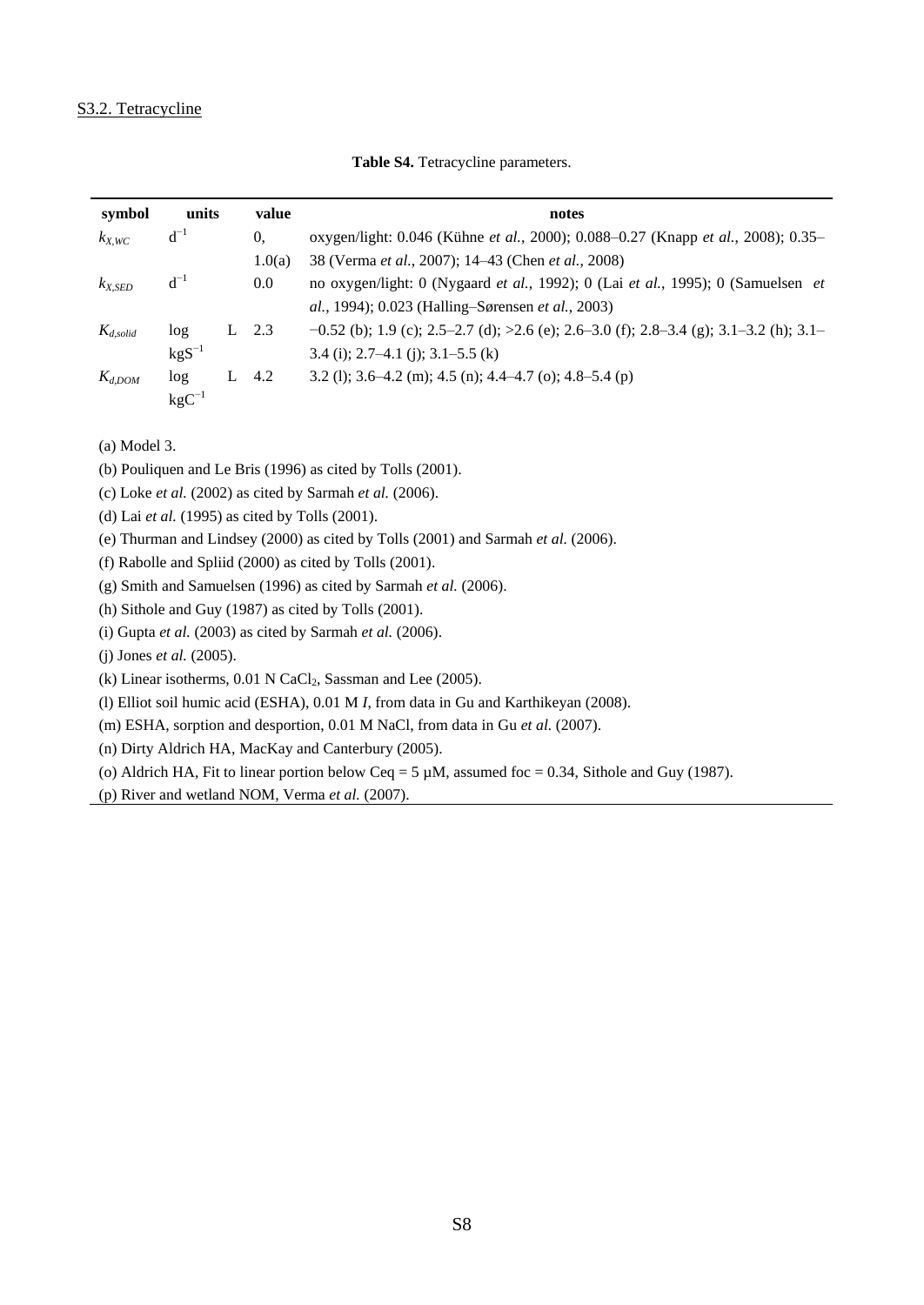S3.2. Tetracycline

**Table S4.** Tetracycline parameters.

| symbol | units | value | notes |
|---|---|---|---|
| $k_{X,WC}$ | $d^{-1}$ | 0, 1.0(a) | oxygen/light: 0.046 (Kühne *et al.*, 2000); 0.088–0.27 (Knapp *et al.*, 2008); 0.35–38 (Verma *et al.*, 2007); 14–43 (Chen *et al.*, 2008) |
| $k_{X,SED}$ | $d^{-1}$ | 0.0 | no oxygen/light: 0 (Nygaard *et al.*, 1992); 0 (Lai *et al.*, 1995); 0 (Samuelsen *et al.*, 1994); 0.023 (Halling–Sørensen *et al.*, 2003) |
| $K_{d,solid}$ | log L $kgS^{-1}$ | 2.3 | −0.52 (b); 1.9 (c); 2.5–2.7 (d); >2.6 (e); 2.6–3.0 (f); 2.8–3.4 (g); 3.1–3.2 (h); 3.1–3.4 (i); 2.7–4.1 (j); 3.1–5.5 (k) |
| $K_{d,DOM}$ | log L $kgC^{-1}$ | 4.2 | 3.2 (l); 3.6–4.2 (m); 4.5 (n); 4.4–4.7 (o); 4.8–5.4 (p) |

(a) Model 3.

(b) Pouliquen and Le Bris (1996) as cited by Tolls (2001).

(c) Loke *et al.* (2002) as cited by Sarmah *et al.* (2006).

(d) Lai *et al.* (1995) as cited by Tolls (2001).

(e) Thurman and Lindsey (2000) as cited by Tolls (2001) and Sarmah *et al.* (2006).

(f) Rabolle and Spliid (2000) as cited by Tolls (2001).

(g) Smith and Samuelsen (1996) as cited by Sarmah *et al.* (2006).

(h) Sithole and Guy (1987) as cited by Tolls (2001).

(i) Gupta *et al.* (2003) as cited by Sarmah *et al.* (2006).

(j) Jones *et al.* (2005).

(k) Linear isotherms, 0.01 N $CaCl_2$, Sassman and Lee (2005).

(l) Elliot soil humic acid (ESHA), 0.01 M *I*, from data in Gu and Karthikeyan (2008).

(m) ESHA, sorption and desportion, 0.01 M NaCl, from data in Gu *et al.* (2007).

(n) Dirty Aldrich HA, MacKay and Canterbury (2005).

(o) Aldrich HA, Fit to linear portion below Ceq = 5 μM, assumed foc = 0.34, Sithole and Guy (1987).

(p) River and wetland NOM, Verma *et al.* (2007).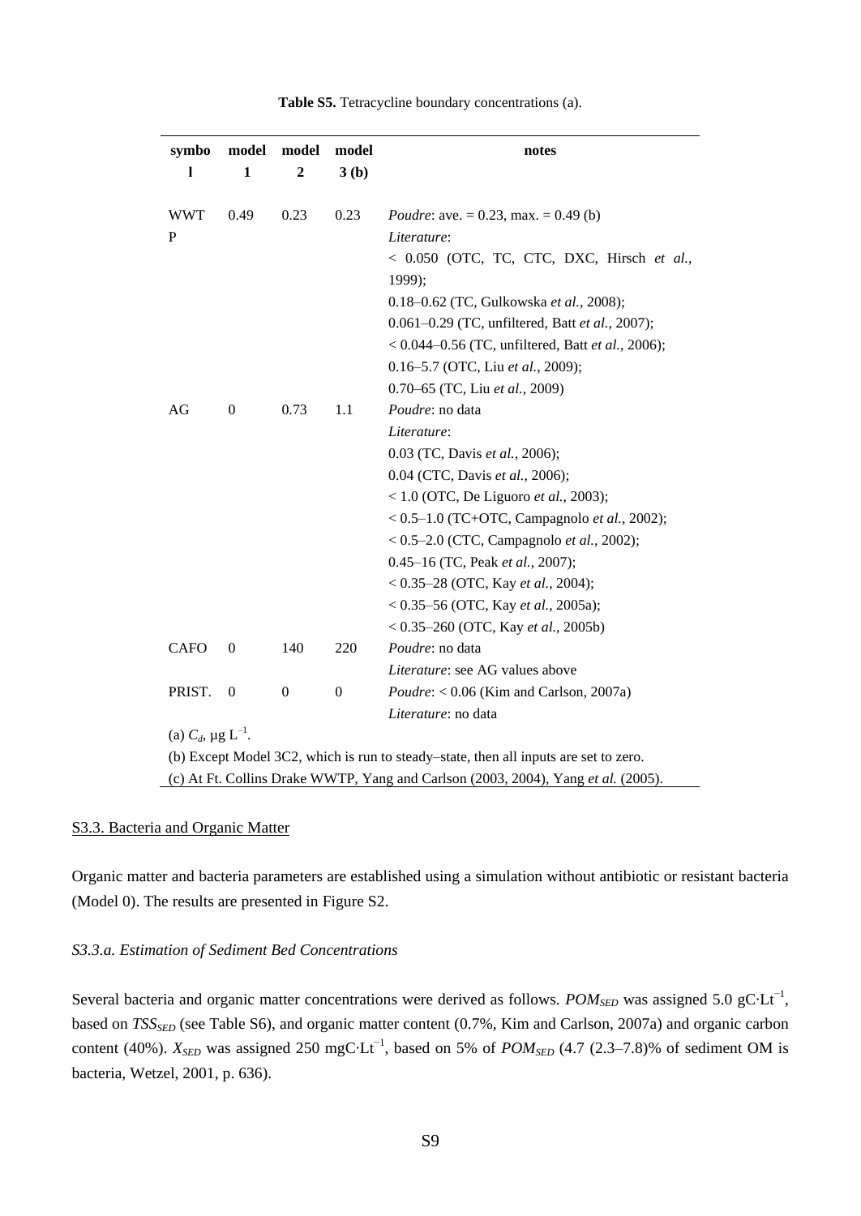**Table S5.** Tetracycline boundary concentrations (a).

| symbol | model 1 | model 2 | model 3 (b) | notes |
|---|---|---|---|---|
| WWTP | 0.49 | 0.23 | 0.23 | *Poudre*: ave. = 0.23, max. = 0.49 (b)<br>*Literature*:<br>< 0.050 (OTC, TC, CTC, DXC, Hirsch *et al.*, 1999);<br>0.18–0.62 (TC, Gulkowska *et al.*, 2008);<br>0.061–0.29 (TC, unfiltered, Batt *et al.*, 2007);<br>< 0.044–0.56 (TC, unfiltered, Batt *et al.*, 2006);<br>0.16–5.7 (OTC, Liu *et al.*, 2009);<br>0.70–65 (TC, Liu *et al.*, 2009) |
| AG | 0 | 0.73 | 1.1 | *Poudre*: no data<br>*Literature*:<br>0.03 (TC, Davis *et al.*, 2006);<br>0.04 (CTC, Davis *et al.*, 2006);<br>< 1.0 (OTC, De Liguoro *et al.*, 2003);<br>< 0.5–1.0 (TC+OTC, Campagnolo *et al.*, 2002);<br>< 0.5–2.0 (CTC, Campagnolo *et al.*, 2002);<br>0.45–16 (TC, Peak *et al.*, 2007);<br>< 0.35–28 (OTC, Kay *et al.*, 2004);<br>< 0.35–56 (OTC, Kay *et al.*, 2005a);<br>< 0.35–260 (OTC, Kay *et al.*, 2005b) |
| CAFO | 0 | 140 | 220 | *Poudre*: no data<br>*Literature*: see AG values above |
| PRIST. | 0 | 0 | 0 | *Poudre*: < 0.06 (Kim and Carlson, 2007a)<br>*Literature*: no data |

(a) $C_d$, μg $L^{-1}$.
(b) Except Model 3C2, which is run to steady–state, then all inputs are set to zero.
(c) At Ft. Collins Drake WWTP, Yang and Carlson (2003, 2004), Yang *et al.* (2005).

## S3.3. Bacteria and Organic Matter

Organic matter and bacteria parameters are established using a simulation without antibiotic or resistant bacteria (Model 0). The results are presented in Figure S2.

### *S3.3.a. Estimation of Sediment Bed Concentrations*

Several bacteria and organic matter concentrations were derived as follows. $POM_{SED}$ was assigned 5.0 gC·$Lt^{-1}$, based on $TSS_{SED}$ (see Table S6), and organic matter content (0.7%, Kim and Carlson, 2007a) and organic carbon content (40%). $X_{SED}$ was assigned 250 mgC·$Lt^{-1}$, based on 5% of $POM_{SED}$ (4.7 (2.3–7.8)% of sediment OM is bacteria, Wetzel, 2001, p. 636).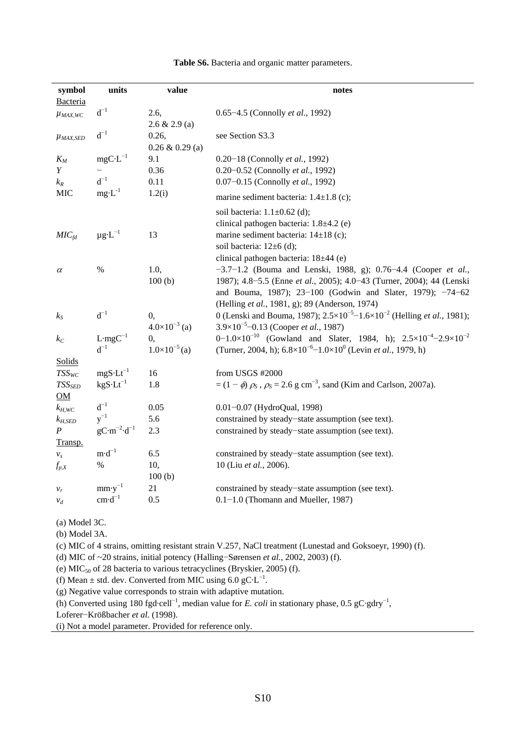**Table S6.** Bacteria and organic matter parameters.

| symbol | units | value | notes |
|---|---|---|---|
| Bacteria | | | |
| $\mu_{MAX,WC}$ | $d^{-1}$ | 2.6, 2.6 & 2.9 (a) | 0.65−4.5 (Connolly *et al.*, 1992) |
| $\mu_{MAX,SED}$ | $d^{-1}$ | 0.26, 0.26 & 0.29 (a) | see Section S3.3 |
| $K_M$ | $mgC{\cdot}L^{-1}$ | 9.1 | 0.20−18 (Connolly *et al.*, 1992) |
| $Y$ | − | 0.36 | 0.20−0.52 (Connolly *et al.*, 1992) |
| $k_R$ | $d^{-1}$ | 0.11 | 0.07−0.15 (Connolly *et al.*, 1992) |
| MIC | $mg{\cdot}L^{-1}$ | 1.2(i) | marine sediment bacteria: 1.4±1.8 (c); soil bacteria: 1.1±0.62 (d); clinical pathogen bacteria: 1.8±4.2 (e) |
| $MIC_{fd}$ | $\mu g{\cdot}L^{-1}$ | 13 | marine sediment bacteria: 14±18 (c); soil bacteria: 12±6 (d); clinical pathogen bacteria: 18±44 (e) |
| $\alpha$ | % | 1.0, 100 (b) | −3.7−1.2 (Bouma and Lenski, 1988, g); 0.76−4.4 (Cooper *et al.*, 1987); 4.8−5.5 (Enne *et al.*, 2005); 4.0−43 (Turner, 2004); 44 (Lenski and Bouma, 1987); 23−100 (Godwin and Slater, 1979); −74−62 (Helling *et al.*, 1981, g); 89 (Anderson, 1974) |
| $k_S$ | $d^{-1}$ | 0, $4.0{\times}10^{-3}$ (a) | 0 (Lenski and Bouma, 1987); $2.5{\times}10^{-5}$−$1.6{\times}10^{-2}$ (Helling *et al.*, 1981); $3.9{\times}10^{-5}$−0.13 (Cooper *et al.*, 1987) |
| $k_C$ | $L{\cdot}mgC^{-1}$ $d^{-1}$ | 0, $1.0{\times}10^{-5}$ (a) | 0−$1.0{\times}10^{-10}$ (Gowland and Slater, 1984, h); $2.5{\times}10^{-4}$–$2.9{\times}10^{-2}$ (Turner, 2004, h); $6.8{\times}10^{-6}$−$1.0{\times}10^{0}$ (Levin *et al.*, 1979, h) |
| Solids | | | |
| $TSS_{WC}$ | $mgS{\cdot}Lt^{-1}$ | 16 | from USGS #2000 |
| $TSS_{SED}$ | $kgS{\cdot}Lt^{-1}$ | 1.8 | $= (1-\phi)\,\rho_S$, $\rho_S = 2.6$ g cm$^{-3}$, sand (Kim and Carlson, 2007a). |
| OM | | | |
| $k_{H,WC}$ | $d^{-1}$ | 0.05 | 0.01−0.07 (HydroQual, 1998) |
| $k_{H,SED}$ | $y^{-1}$ | 5.6 | constrained by steady−state assumption (see text). |
| $P$ | $gC{\cdot}m^{-2}{\cdot}d^{-1}$ | 2.3 | constrained by steady−state assumption (see text). |
| Transp. | | | |
| $v_s$ | $m{\cdot}d^{-1}$ | 6.5 | constrained by steady−state assumption (see text). |
| $f_{p,X}$ | % | 10, 100 (b) | 10 (Liu *et al.*, 2006). |
| $v_r$ | $mm{\cdot}y^{-1}$ | 21 | constrained by steady−state assumption (see text). |
| $v_d$ | $cm{\cdot}d^{-1}$ | 0.5 | 0.1−1.0 (Thomann and Mueller, 1987) |

(a) Model 3C.
(b) Model 3A.
(c) MIC of 4 strains, omitting resistant strain V.257, NaCl treatment (Lunestad and Goksoeyr, 1990) (f).
(d) MIC of ~20 strains, initial potency (Halling−Sørensen *et al.*, 2002, 2003) (f).
(e) $MIC_{50}$ of 28 bacteria to various tetracyclines (Bryskier, 2005) (f).
(f) Mean ± std. dev. Converted from MIC using 6.0 $gC{\cdot}L^{-1}$.
(g) Negative value corresponds to strain with adaptive mutation.
(h) Converted using 180 $fgd{\cdot}cell^{-1}$, median value for *E. coli* in stationary phase, 0.5 $gC{\cdot}gdry^{-1}$, Loferer−Krößbacher *et al.* (1998).
(i) Not a model parameter. Provided for reference only.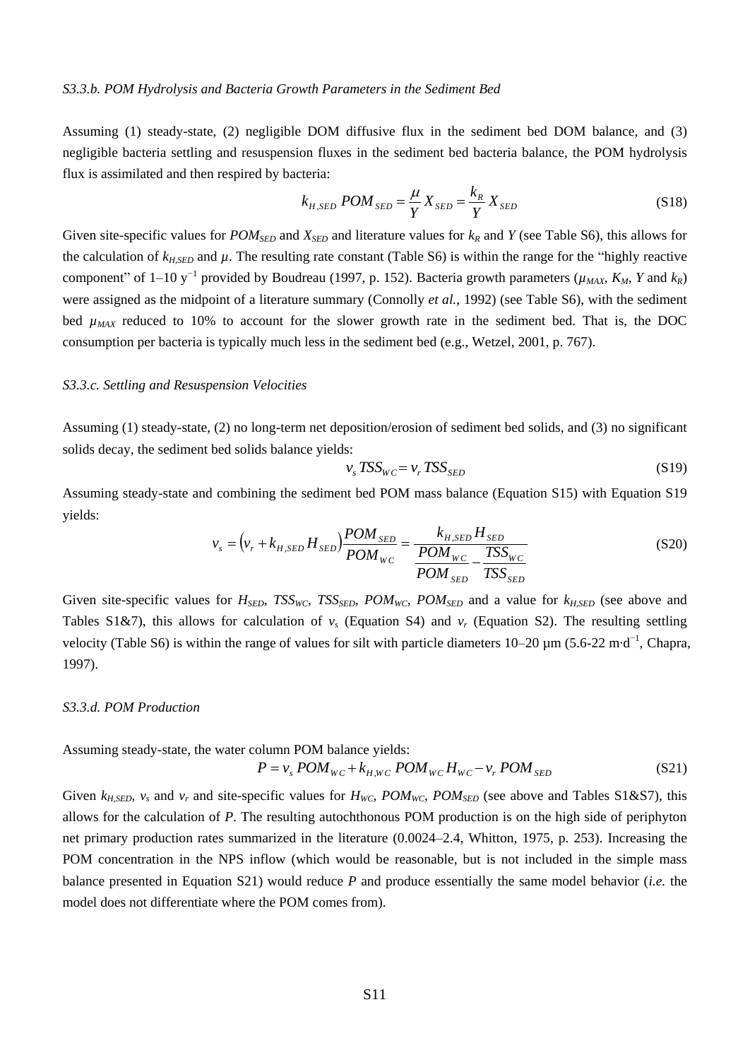*S3.3.b. POM Hydrolysis and Bacteria Growth Parameters in the Sediment Bed*

Assuming (1) steady-state, (2) negligible DOM diffusive flux in the sediment bed DOM balance, and (3) negligible bacteria settling and resuspension fluxes in the sediment bed bacteria balance, the POM hydrolysis flux is assimilated and then respired by bacteria:

$$k_{H,SED}\ POM_{SED} = \frac{\mu}{Y} X_{SED} = \frac{k_R}{Y} X_{SED} \tag{S18}$$

Given site-specific values for $POM_{SED}$ and $X_{SED}$ and literature values for $k_R$ and $Y$ (see Table S6), this allows for the calculation of $k_{H,SED}$ and $\mu$. The resulting rate constant (Table S6) is within the range for the "highly reactive component" of 1–10 $y^{-1}$ provided by Boudreau (1997, p. 152). Bacteria growth parameters ($\mu_{MAX}$, $K_M$, $Y$ and $k_R$) were assigned as the midpoint of a literature summary (Connolly *et al.*, 1992) (see Table S6), with the sediment bed $\mu_{MAX}$ reduced to 10% to account for the slower growth rate in the sediment bed. That is, the DOC consumption per bacteria is typically much less in the sediment bed (e.g., Wetzel, 2001, p. 767).

*S3.3.c. Settling and Resuspension Velocities*

Assuming (1) steady-state, (2) no long-term net deposition/erosion of sediment bed solids, and (3) no significant solids decay, the sediment bed solids balance yields:

$$v_s\, TSS_{WC} = v_r\, TSS_{SED} \tag{S19}$$

Assuming steady-state and combining the sediment bed POM mass balance (Equation S15) with Equation S19 yields:

$$v_s = \left(v_r + k_{H,SED}\, H_{SED}\right)\frac{POM_{SED}}{POM_{WC}} = \frac{k_{H,SED}\, H_{SED}}{\dfrac{POM_{WC}}{POM_{SED}} - \dfrac{TSS_{WC}}{TSS_{SED}}} \tag{S20}$$

Given site-specific values for $H_{SED}$, $TSS_{WC}$, $TSS_{SED}$, $POM_{WC}$, $POM_{SED}$ and a value for $k_{H,SED}$ (see above and Tables S1&7), this allows for calculation of $v_s$ (Equation S4) and $v_r$ (Equation S2). The resulting settling velocity (Table S6) is within the range of values for silt with particle diameters 10–20 µm (5.6-22 $m{\cdot}d^{-1}$, Chapra, 1997).

*S3.3.d. POM Production*

Assuming steady-state, the water column POM balance yields:

$$P = v_s\, POM_{WC} + k_{H,WC}\, POM_{WC}\, H_{WC} - v_r\, POM_{SED} \tag{S21}$$

Given $k_{H,SED}$, $v_s$ and $v_r$ and site-specific values for $H_{WC}$, $POM_{WC}$, $POM_{SED}$ (see above and Tables S1&S7), this allows for the calculation of $P$. The resulting autochthonous POM production is on the high side of periphyton net primary production rates summarized in the literature (0.0024–2.4, Whitton, 1975, p. 253). Increasing the POM concentration in the NPS inflow (which would be reasonable, but is not included in the simple mass balance presented in Equation S21) would reduce $P$ and produce essentially the same model behavior (*i.e.* the model does not differentiate where the POM comes from).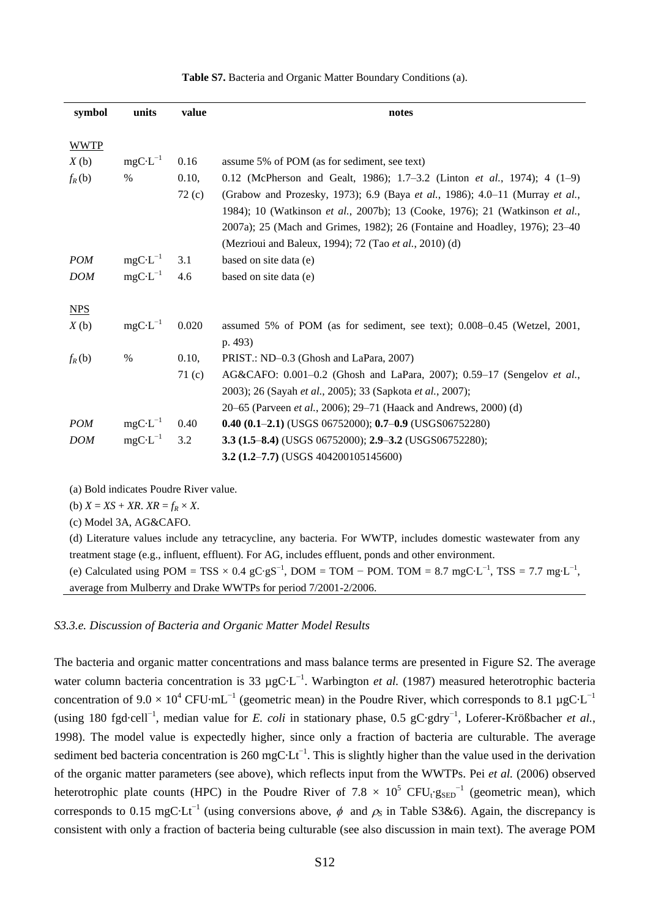**Table S7.** Bacteria and Organic Matter Boundary Conditions (a).

| symbol | units | value | notes |
|---|---|---|---|
| WWTP | | | |
| $X$ (b) | $mgC{\cdot}L^{-1}$ | 0.16 | assume 5% of POM (as for sediment, see text) |
| $f_R$ (b) | % | 0.10, 72 (c) | 0.12 (McPherson and Gealt, 1986); 1.7–3.2 (Linton *et al.*, 1974); 4 (1–9) (Grabow and Prozesky, 1973); 6.9 (Baya *et al.*, 1986); 4.0–11 (Murray *et al.*, 1984); 10 (Watkinson *et al.*, 2007b); 13 (Cooke, 1976); 21 (Watkinson *et al.*, 2007a); 25 (Mach and Grimes, 1982); 26 (Fontaine and Hoadley, 1976); 23–40 (Mezrioui and Baleux, 1994); 72 (Tao *et al.*, 2010) (d) |
| *POM* | $mgC{\cdot}L^{-1}$ | 3.1 | based on site data (e) |
| *DOM* | $mgC{\cdot}L^{-1}$ | 4.6 | based on site data (e) |
| NPS | | | |
| $X$ (b) | $mgC{\cdot}L^{-1}$ | 0.020 | assumed 5% of POM (as for sediment, see text); 0.008–0.45 (Wetzel, 2001, p. 493) |
| $f_R$ (b) | % | 0.10, 71 (c) | PRIST.: ND–0.3 (Ghosh and LaPara, 2007) AG&CAFO: 0.001–0.2 (Ghosh and LaPara, 2007); 0.59–17 (Sengelov *et al.*, 2003); 26 (Sayah *et al.*, 2005); 33 (Sapkota *et al.*, 2007); 20–65 (Parveen *et al.*, 2006); 29–71 (Haack and Andrews, 2000) (d) |
| *POM* | $mgC{\cdot}L^{-1}$ | 0.40 | **0.40 (0.1**–**2.1)** (USGS 06752000); **0.7**–**0.9** (USGS06752280) |
| *DOM* | $mgC{\cdot}L^{-1}$ | 3.2 | **3.3 (1.5**–**8.4)** (USGS 06752000); **2.9**–**3.2** (USGS06752280); **3.2 (1.2**–**7.7)** (USGS 404200105145600) |

(a) Bold indicates Poudre River value.

(b) $X = XS + XR$. $XR = f_R \times X$.

(c) Model 3A, AG&CAFO.

(d) Literature values include any tetracycline, any bacteria. For WWTP, includes domestic wastewater from any treatment stage (e.g., influent, effluent). For AG, includes effluent, ponds and other environment.

(e) Calculated using POM = TSS × 0.4 $gC{\cdot}gS^{-1}$, DOM = TOM − POM. TOM = 8.7 $mgC{\cdot}L^{-1}$, TSS = 7.7 $mg{\cdot}L^{-1}$, average from Mulberry and Drake WWTPs for period 7/2001-2/2006.

*S3.3.e. Discussion of Bacteria and Organic Matter Model Results*

The bacteria and organic matter concentrations and mass balance terms are presented in Figure S2. The average water column bacteria concentration is 33 $\mu gC{\cdot}L^{-1}$. Warbington *et al.* (1987) measured heterotrophic bacteria concentration of $9.0 \times 10^4$ $CFU{\cdot}mL^{-1}$ (geometric mean) in the Poudre River, which corresponds to 8.1 $\mu gC{\cdot}L^{-1}$ (using 180 $fgd{\cdot}cell^{-1}$, median value for *E. coli* in stationary phase, 0.5 $gC{\cdot}gdry^{-1}$, Loferer-Krößbacher *et al.*, 1998). The model value is expectedly higher, since only a fraction of bacteria are culturable. The average sediment bed bacteria concentration is 260 $mgC{\cdot}Lt^{-1}$. This is slightly higher than the value used in the derivation of the organic matter parameters (see above), which reflects input from the WWTPs. Pei *et al.* (2006) observed heterotrophic plate counts (HPC) in the Poudre River of $7.8 \times 10^5$ $CFU_t{\cdot}g_{SED}^{-1}$ (geometric mean), which corresponds to 0.15 $mgC{\cdot}Lt^{-1}$ (using conversions above, $\phi$ and $\rho_S$ in Table S3&6). Again, the discrepancy is consistent with only a fraction of bacteria being culturable (see also discussion in main text). The average POM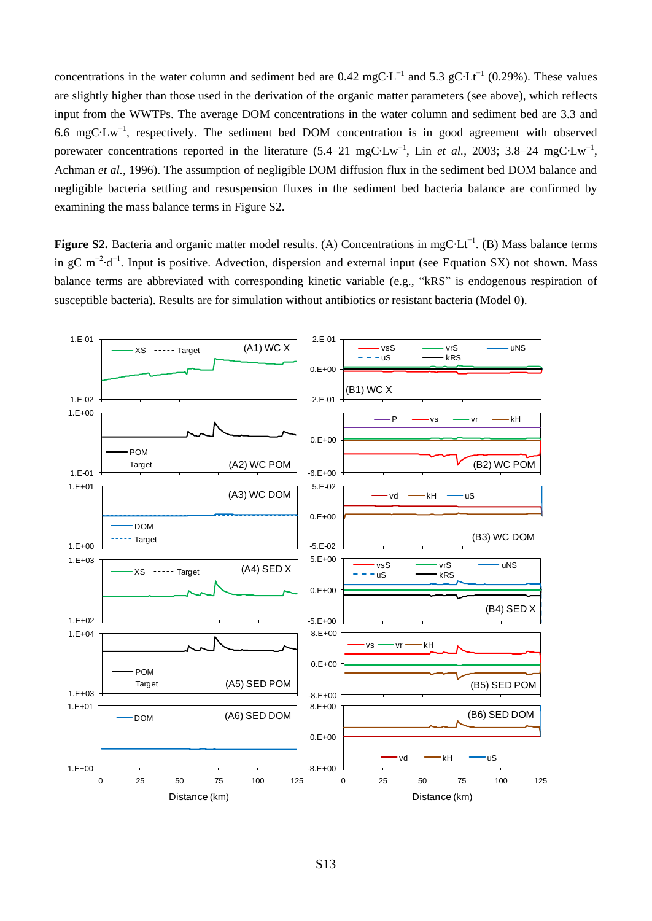concentrations in the water column and sediment bed are 0.42 $mgC \cdot L^{-1}$ and 5.3 $gC \cdot Lt^{-1}$ (0.29%). These values are slightly higher than those used in the derivation of the organic matter parameters (see above), which reflects input from the WWTPs. The average DOM concentrations in the water column and sediment bed are 3.3 and 6.6 $mgC \cdot Lw^{-1}$, respectively. The sediment bed DOM concentration is in good agreement with observed porewater concentrations reported in the literature (5.4–21 $mgC \cdot Lw^{-1}$, Lin *et al.*, 2003; 3.8–24 $mgC \cdot Lw^{-1}$, Achman *et al.*, 1996). The assumption of negligible DOM diffusion flux in the sediment bed DOM balance and negligible bacteria settling and resuspension fluxes in the sediment bed bacteria balance are confirmed by examining the mass balance terms in Figure S2.

**Figure S2.** Bacteria and organic matter model results. (A) Concentrations in $mgC \cdot Lt^{-1}$. (B) Mass balance terms in $gC\ m^{-2} \cdot d^{-1}$. Input is positive. Advection, dispersion and external input (see Equation SX) not shown. Mass balance terms are abbreviated with corresponding kinetic variable (e.g., "kRS" is endogenous respiration of susceptible bacteria). Results are for simulation without antibiotics or resistant bacteria (Model 0).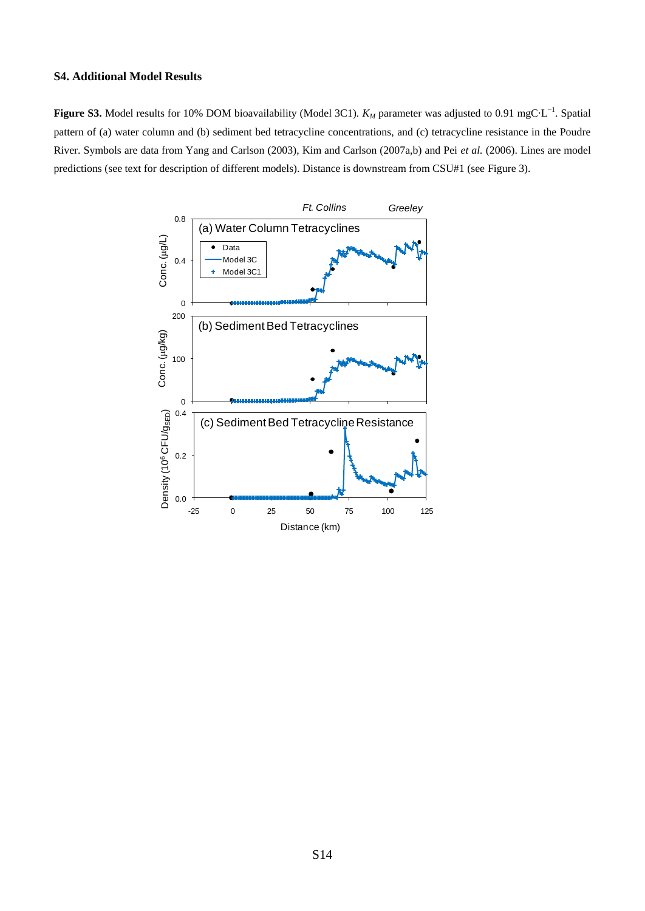### S4. Additional Model Results

**Figure S3.** Model results for 10% DOM bioavailability (Model 3C1). $K_M$ parameter was adjusted to 0.91 mgC·L$^{-1}$. Spatial pattern of (a) water column and (b) sediment bed tetracycline concentrations, and (c) tetracycline resistance in the Poudre River. Symbols are data from Yang and Carlson (2003), Kim and Carlson (2007a,b) and Pei *et al.* (2006). Lines are model predictions (see text for description of different models). Distance is downstream from CSU#1 (see Figure 3).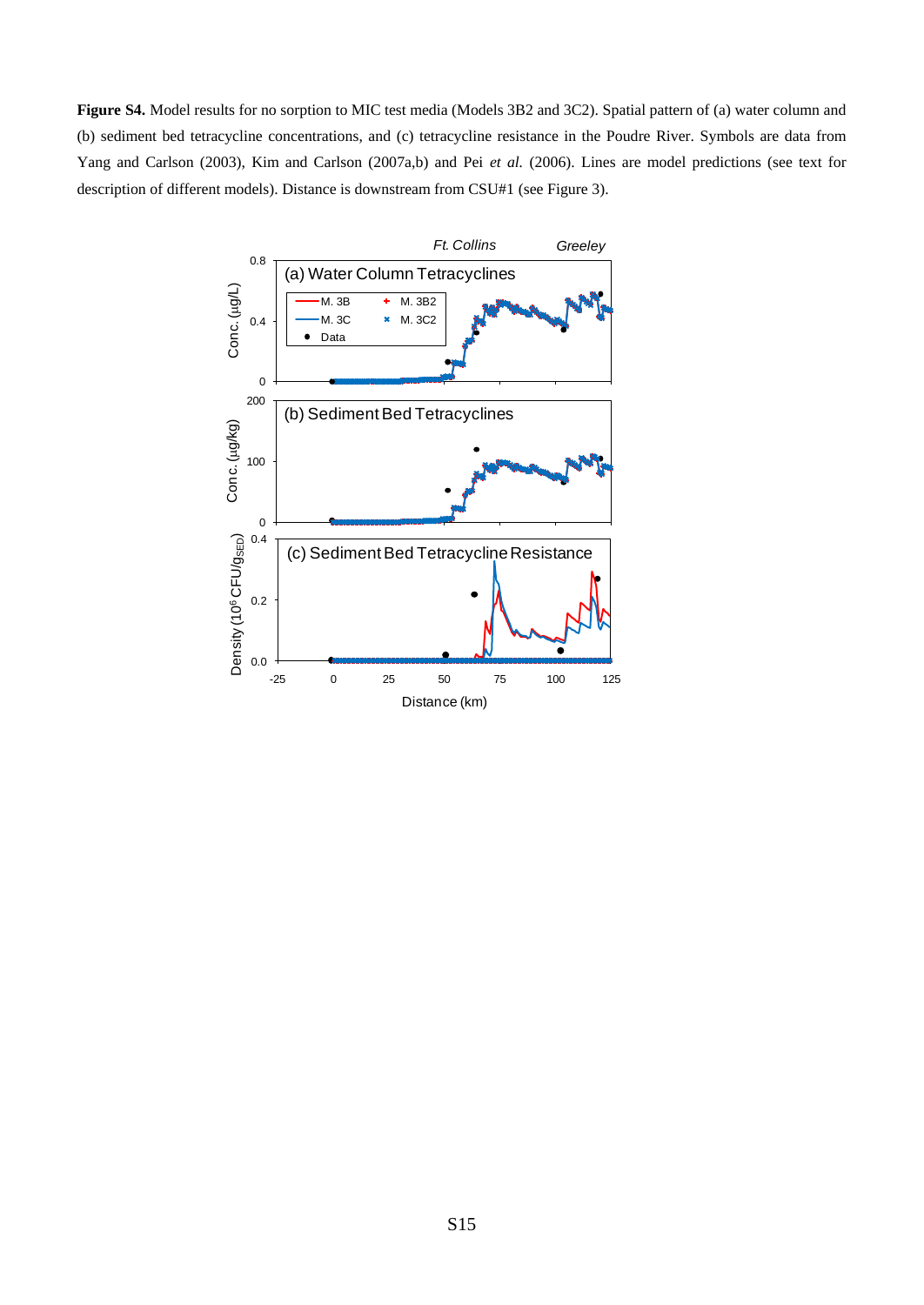**Figure S4.** Model results for no sorption to MIC test media (Models 3B2 and 3C2). Spatial pattern of (a) water column and (b) sediment bed tetracycline concentrations, and (c) tetracycline resistance in the Poudre River. Symbols are data from Yang and Carlson (2003), Kim and Carlson (2007a,b) and Pei *et al.* (2006). Lines are model predictions (see text for description of different models). Distance is downstream from CSU#1 (see Figure 3).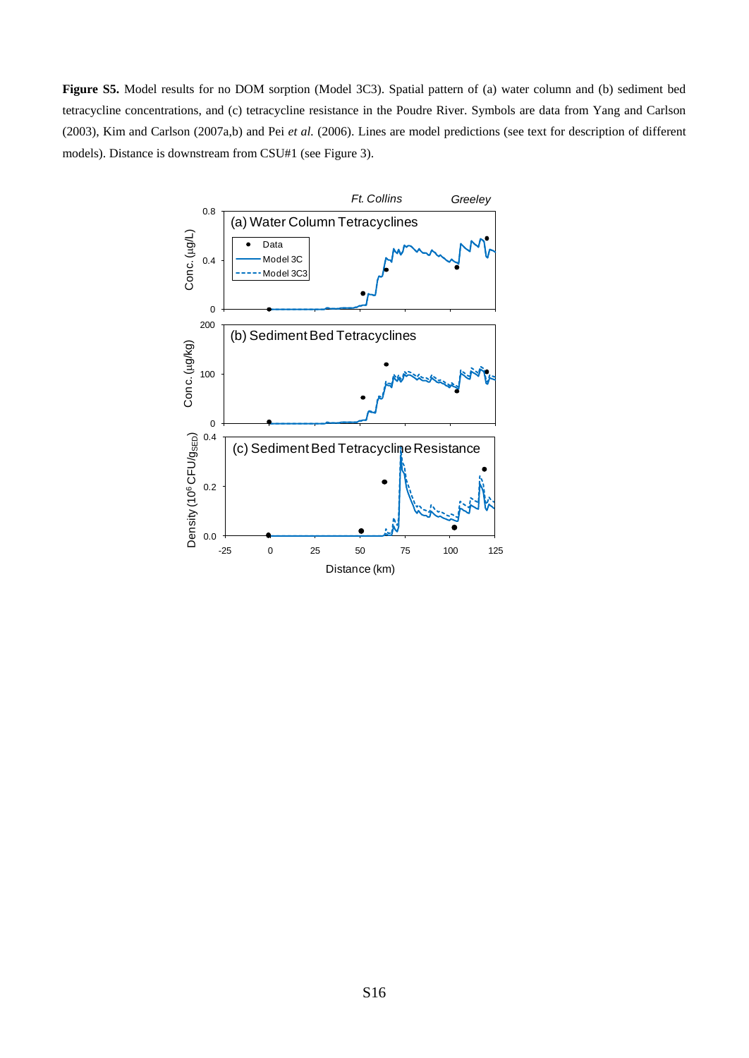**Figure S5.** Model results for no DOM sorption (Model 3C3). Spatial pattern of (a) water column and (b) sediment bed tetracycline concentrations, and (c) tetracycline resistance in the Poudre River. Symbols are data from Yang and Carlson (2003), Kim and Carlson (2007a,b) and Pei *et al.* (2006). Lines are model predictions (see text for description of different models). Distance is downstream from CSU#1 (see Figure 3).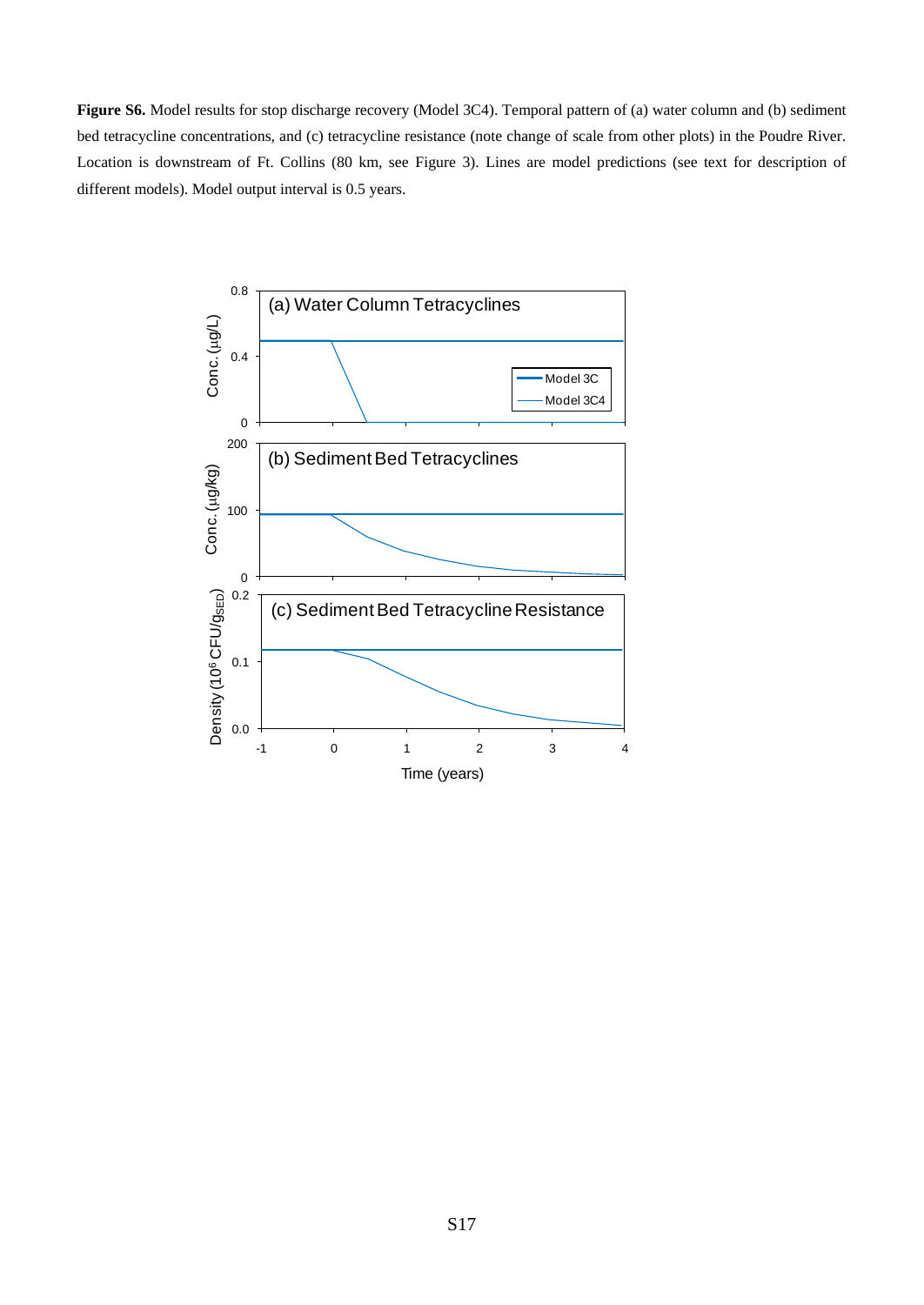**Figure S6.** Model results for stop discharge recovery (Model 3C4). Temporal pattern of (a) water column and (b) sediment bed tetracycline concentrations, and (c) tetracycline resistance (note change of scale from other plots) in the Poudre River. Location is downstream of Ft. Collins (80 km, see Figure 3). Lines are model predictions (see text for description of different models). Model output interval is 0.5 years.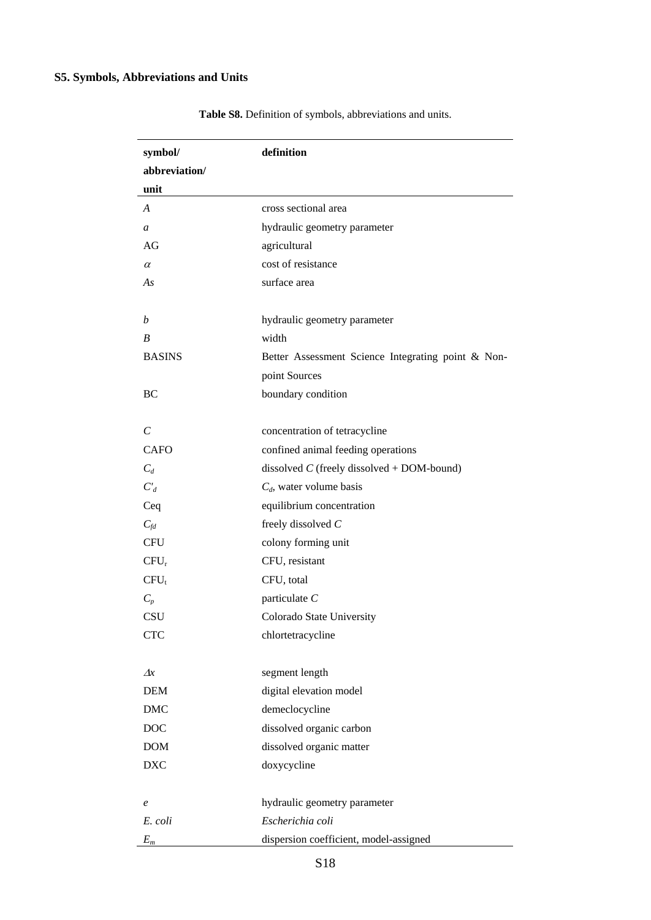## S5. Symbols, Abbreviations and Units

**Table S8.** Definition of symbols, abbreviations and units.

| **symbol/ abbreviation/ unit** | **definition** |
|---|---|
| $A$ | cross sectional area |
| $a$ | hydraulic geometry parameter |
| AG | agricultural |
| $\alpha$ | cost of resistance |
| $As$ | surface area |
| | |
| $b$ | hydraulic geometry parameter |
| $B$ | width |
| BASINS | Better Assessment Science Integrating point & Non-point Sources |
| BC | boundary condition |
| | |
| $C$ | concentration of tetracycline |
| CAFO | confined animal feeding operations |
| $C_d$ | dissolved $C$ (freely dissolved + DOM-bound) |
| $C'_d$ | $C_d$, water volume basis |
| Ceq | equilibrium concentration |
| $C_{fd}$ | freely dissolved $C$ |
| CFU | colony forming unit |
| $CFU_r$ | CFU, resistant |
| $CFU_t$ | CFU, total |
| $C_p$ | particulate $C$ |
| CSU | Colorado State University |
| CTC | chlortetracycline |
| | |
| $\Delta x$ | segment length |
| DEM | digital elevation model |
| DMC | demeclocycline |
| DOC | dissolved organic carbon |
| DOM | dissolved organic matter |
| DXC | doxycycline |
| | |
| $e$ | hydraulic geometry parameter |
| *E. coli* | *Escherichia coli* |
| $E_m$ | dispersion coefficient, model-assigned |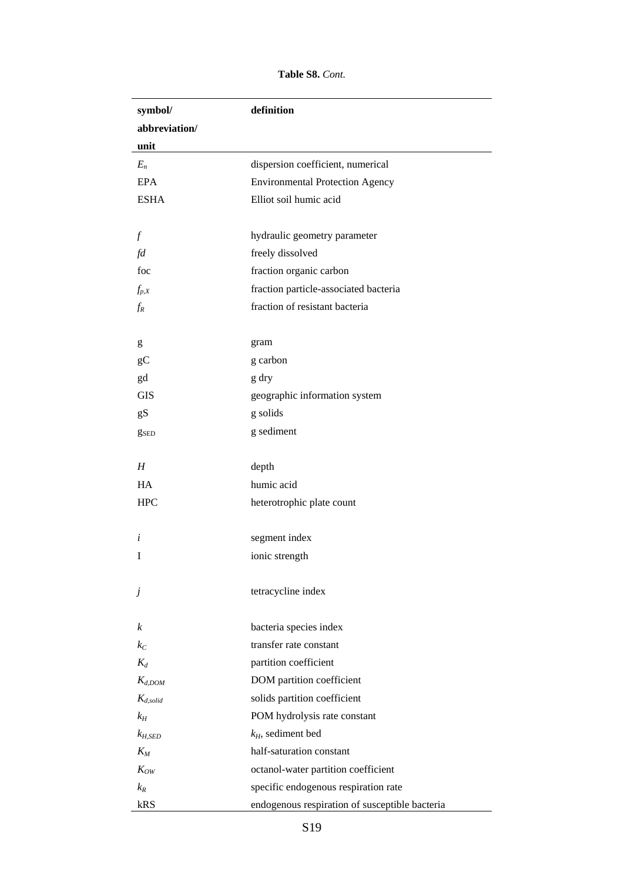**Table S8.** *Cont.*

| symbol/ abbreviation/ unit | definition |
|---|---|
| $E_n$ | dispersion coefficient, numerical |
| EPA | Environmental Protection Agency |
| ESHA | Elliot soil humic acid |
| | |
| $f$ | hydraulic geometry parameter |
| $fd$ | freely dissolved |
| foc | fraction organic carbon |
| $f_{p,X}$ | fraction particle-associated bacteria |
| $f_R$ | fraction of resistant bacteria |
| | |
| g | gram |
| gC | g carbon |
| gd | g dry |
| GIS | geographic information system |
| gS | g solids |
| $g_{SED}$ | g sediment |
| | |
| $H$ | depth |
| HA | humic acid |
| HPC | heterotrophic plate count |
| | |
| $i$ | segment index |
| I | ionic strength |
| | |
| $j$ | tetracycline index |
| | |
| $k$ | bacteria species index |
| $k_C$ | transfer rate constant |
| $K_d$ | partition coefficient |
| $K_{d,DOM}$ | DOM partition coefficient |
| $K_{d,solid}$ | solids partition coefficient |
| $k_H$ | POM hydrolysis rate constant |
| $k_{H,SED}$ | $k_H$, sediment bed |
| $K_M$ | half-saturation constant |
| $K_{OW}$ | octanol-water partition coefficient |
| $k_R$ | specific endogenous respiration rate |
| kRS | endogenous respiration of susceptible bacteria |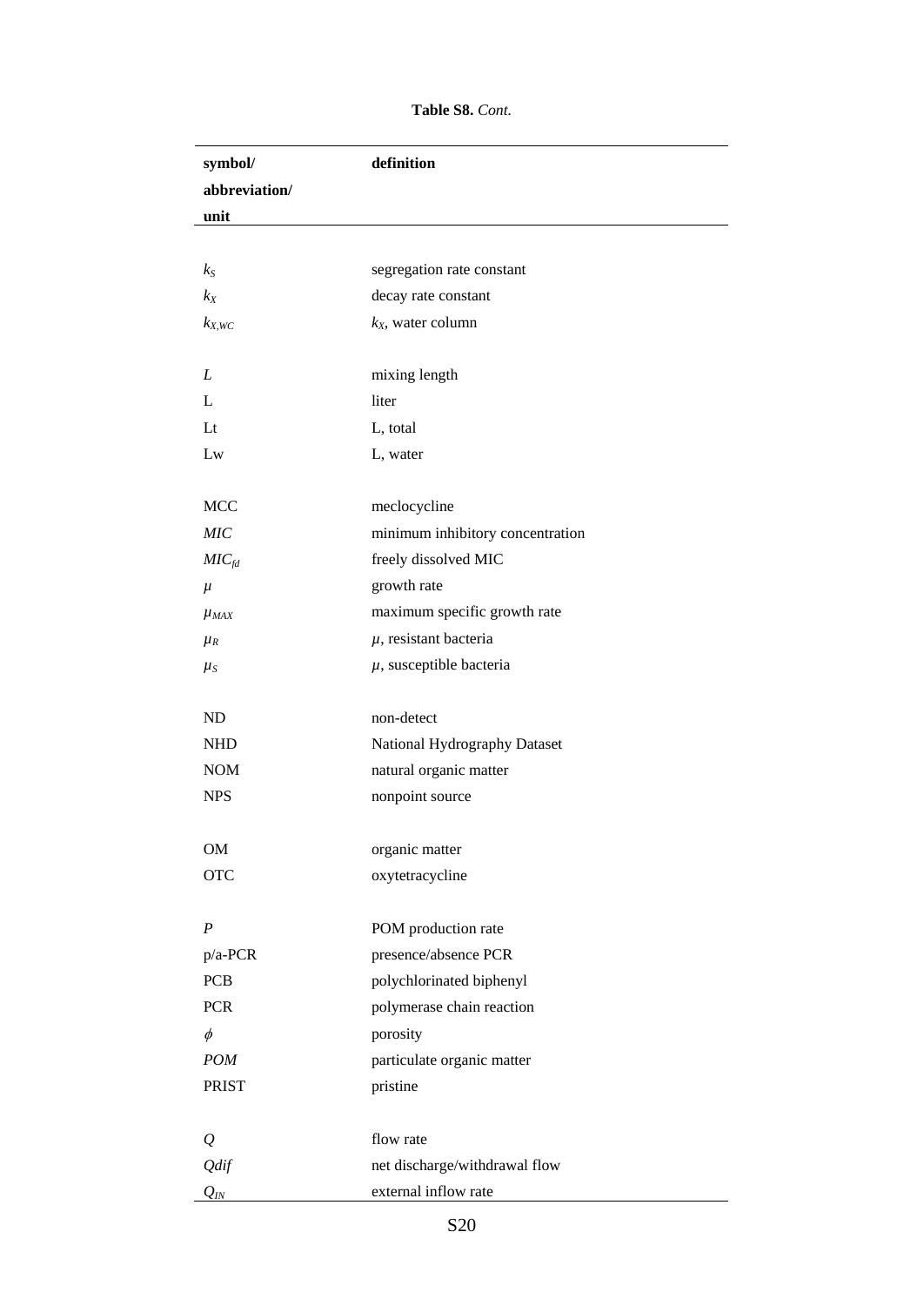**Table S8.** *Cont.*

| symbol/ abbreviation/ unit | definition |
|---|---|
| $k_S$ | segregation rate constant |
| $k_X$ | decay rate constant |
| $k_{X,WC}$ | $k_X$, water column |
| | |
| $L$ | mixing length |
| L | liter |
| Lt | L, total |
| Lw | L, water |
| | |
| MCC | meclocycline |
| *MIC* | minimum inhibitory concentration |
| $MIC_{fd}$ | freely dissolved MIC |
| $\mu$ | growth rate |
| $\mu_{MAX}$ | maximum specific growth rate |
| $\mu_R$ | $\mu$, resistant bacteria |
| $\mu_S$ | $\mu$, susceptible bacteria |
| | |
| ND | non-detect |
| NHD | National Hydrography Dataset |
| NOM | natural organic matter |
| NPS | nonpoint source |
| | |
| OM | organic matter |
| OTC | oxytetracycline |
| | |
| $P$ | POM production rate |
| p/a-PCR | presence/absence PCR |
| PCB | polychlorinated biphenyl |
| PCR | polymerase chain reaction |
| $\phi$ | porosity |
| *POM* | particulate organic matter |
| PRIST | pristine |
| | |
| $Q$ | flow rate |
| *Qdif* | net discharge/withdrawal flow |
| $Q_{IN}$ | external inflow rate |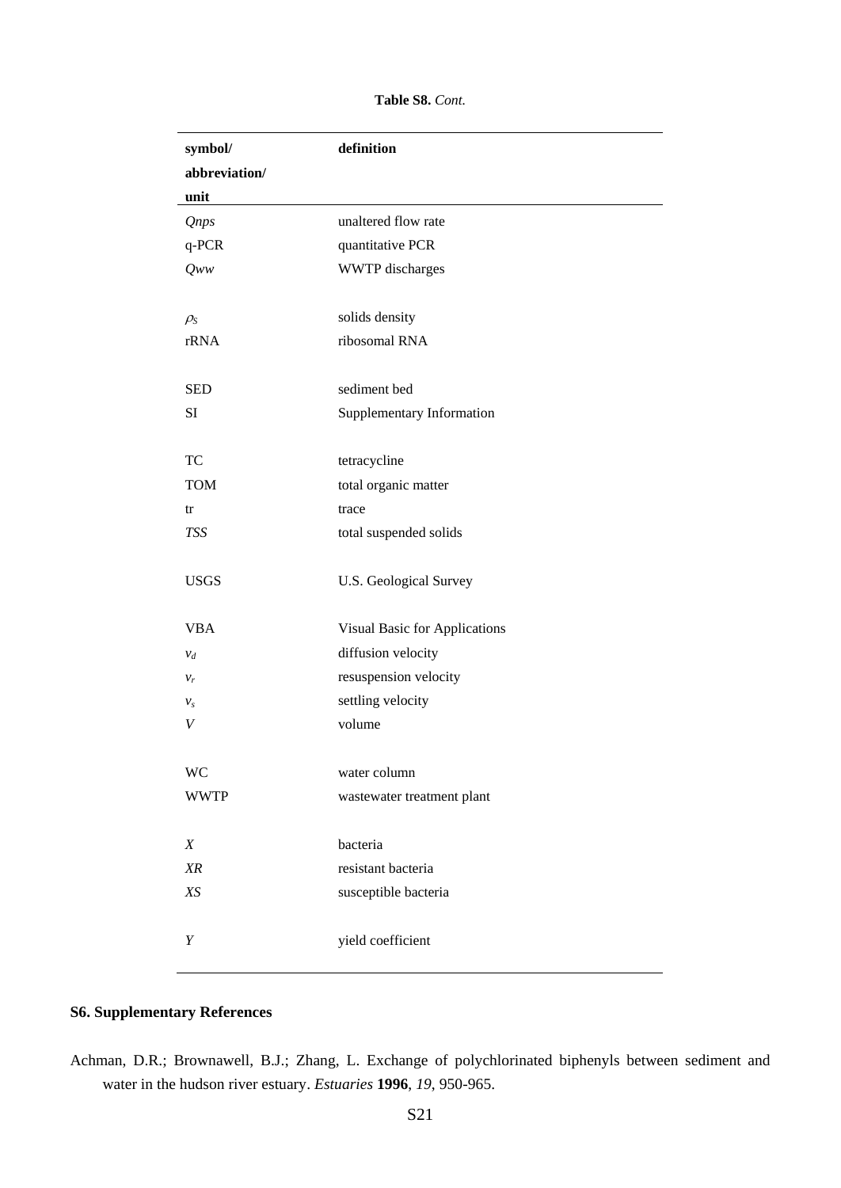**Table S8.** *Cont.*

| symbol/ abbreviation/ unit | definition |
|---|---|
| *Qnps* | unaltered flow rate |
| q-PCR | quantitative PCR |
| *Qww* | WWTP discharges |
| | |
| $\rho_S$ | solids density |
| rRNA | ribosomal RNA |
| | |
| SED | sediment bed |
| SI | Supplementary Information |
| | |
| TC | tetracycline |
| TOM | total organic matter |
| tr | trace |
| *TSS* | total suspended solids |
| | |
| USGS | U.S. Geological Survey |
| | |
| VBA | Visual Basic for Applications |
| $v_d$ | diffusion velocity |
| $v_r$ | resuspension velocity |
| $v_s$ | settling velocity |
| $V$ | volume |
| | |
| WC | water column |
| WWTP | wastewater treatment plant |
| | |
| $X$ | bacteria |
| $XR$ | resistant bacteria |
| $XS$ | susceptible bacteria |
| | |
| $Y$ | yield coefficient |

## S6. Supplementary References

Achman, D.R.; Brownawell, B.J.; Zhang, L. Exchange of polychlorinated biphenyls between sediment and water in the hudson river estuary. *Estuaries* **1996**, *19*, 950-965.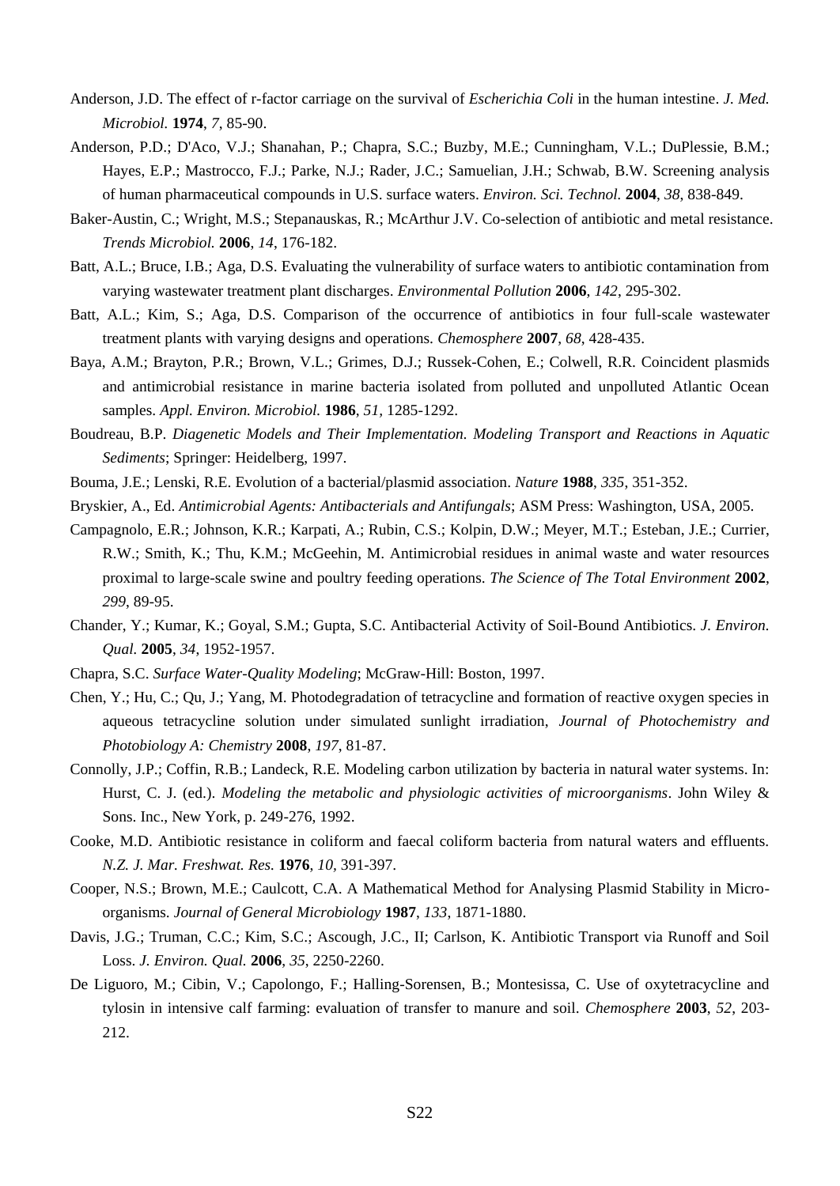Anderson, J.D. The effect of r-factor carriage on the survival of *Escherichia Coli* in the human intestine. *J. Med. Microbiol.* **1974**, *7*, 85-90.

Anderson, P.D.; D'Aco, V.J.; Shanahan, P.; Chapra, S.C.; Buzby, M.E.; Cunningham, V.L.; DuPlessie, B.M.; Hayes, E.P.; Mastrocco, F.J.; Parke, N.J.; Rader, J.C.; Samuelian, J.H.; Schwab, B.W. Screening analysis of human pharmaceutical compounds in U.S. surface waters. *Environ. Sci. Technol.* **2004**, *38*, 838-849.

Baker-Austin, C.; Wright, M.S.; Stepanauskas, R.; McArthur J.V. Co-selection of antibiotic and metal resistance. *Trends Microbiol.* **2006**, *14*, 176-182.

Batt, A.L.; Bruce, I.B.; Aga, D.S. Evaluating the vulnerability of surface waters to antibiotic contamination from varying wastewater treatment plant discharges. *Environmental Pollution* **2006**, *142*, 295-302.

Batt, A.L.; Kim, S.; Aga, D.S. Comparison of the occurrence of antibiotics in four full-scale wastewater treatment plants with varying designs and operations. *Chemosphere* **2007**, *68*, 428-435.

Baya, A.M.; Brayton, P.R.; Brown, V.L.; Grimes, D.J.; Russek-Cohen, E.; Colwell, R.R. Coincident plasmids and antimicrobial resistance in marine bacteria isolated from polluted and unpolluted Atlantic Ocean samples. *Appl. Environ. Microbiol.* **1986**, *51*, 1285-1292.

Boudreau, B.P. *Diagenetic Models and Their Implementation. Modeling Transport and Reactions in Aquatic Sediments*; Springer: Heidelberg, 1997.

Bouma, J.E.; Lenski, R.E. Evolution of a bacterial/plasmid association. *Nature* **1988**, *335*, 351-352.

Bryskier, A., Ed. *Antimicrobial Agents: Antibacterials and Antifungals*; ASM Press: Washington, USA, 2005.

Campagnolo, E.R.; Johnson, K.R.; Karpati, A.; Rubin, C.S.; Kolpin, D.W.; Meyer, M.T.; Esteban, J.E.; Currier, R.W.; Smith, K.; Thu, K.M.; McGeehin, M. Antimicrobial residues in animal waste and water resources proximal to large-scale swine and poultry feeding operations. *The Science of The Total Environment* **2002**, *299*, 89-95.

Chander, Y.; Kumar, K.; Goyal, S.M.; Gupta, S.C. Antibacterial Activity of Soil-Bound Antibiotics. *J. Environ. Qual.* **2005**, *34*, 1952-1957.

Chapra, S.C. *Surface Water-Quality Modeling*; McGraw-Hill: Boston, 1997.

Chen, Y.; Hu, C.; Qu, J.; Yang, M. Photodegradation of tetracycline and formation of reactive oxygen species in aqueous tetracycline solution under simulated sunlight irradiation, *Journal of Photochemistry and Photobiology A: Chemistry* **2008**, *197*, 81-87.

Connolly, J.P.; Coffin, R.B.; Landeck, R.E. Modeling carbon utilization by bacteria in natural water systems. In: Hurst, C. J. (ed.). *Modeling the metabolic and physiologic activities of microorganisms*. John Wiley & Sons. Inc., New York, p. 249-276, 1992.

Cooke, M.D. Antibiotic resistance in coliform and faecal coliform bacteria from natural waters and effluents. *N.Z. J. Mar. Freshwat. Res.* **1976**, *10*, 391-397.

Cooper, N.S.; Brown, M.E.; Caulcott, C.A. A Mathematical Method for Analysing Plasmid Stability in Micro-organisms. *Journal of General Microbiology* **1987**, *133*, 1871-1880.

Davis, J.G.; Truman, C.C.; Kim, S.C.; Ascough, J.C., II; Carlson, K. Antibiotic Transport via Runoff and Soil Loss. *J. Environ. Qual.* **2006**, *35*, 2250-2260.

De Liguoro, M.; Cibin, V.; Capolongo, F.; Halling-Sorensen, B.; Montesissa, C. Use of oxytetracycline and tylosin in intensive calf farming: evaluation of transfer to manure and soil. *Chemosphere* **2003**, *52*, 203-212.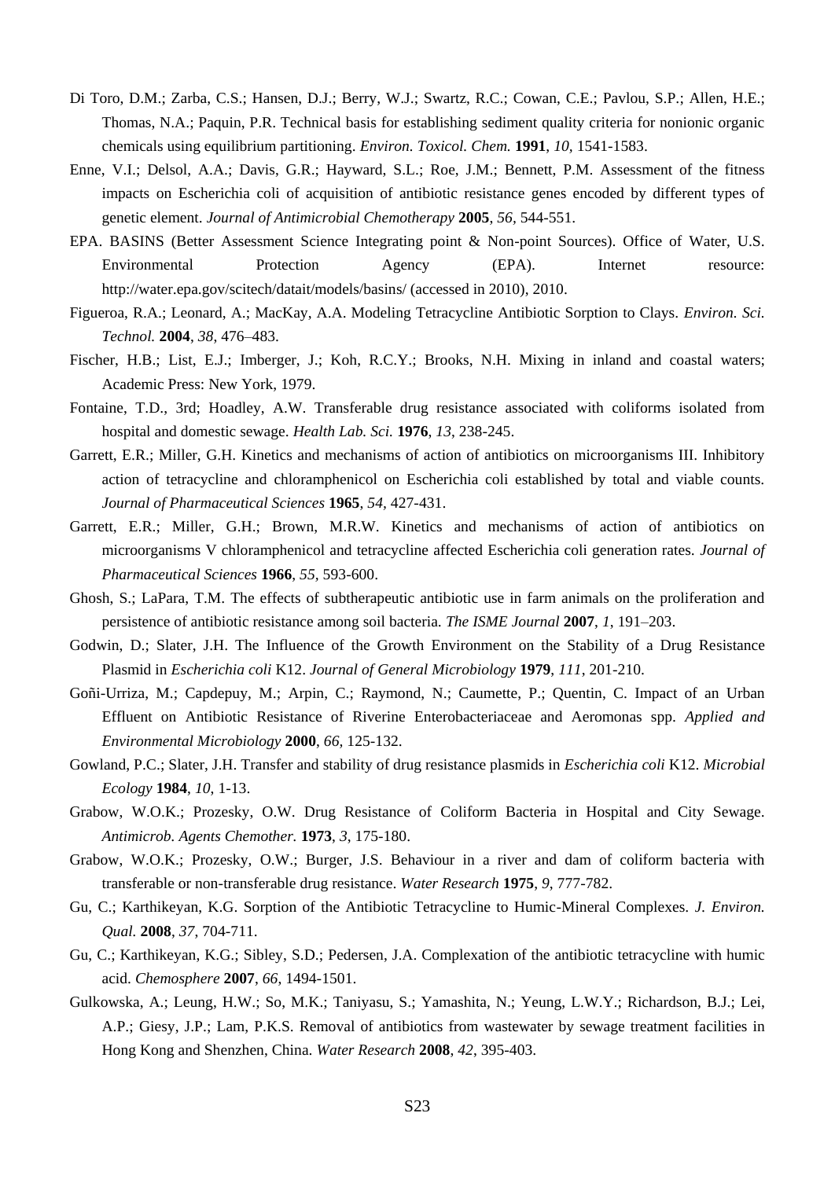Di Toro, D.M.; Zarba, C.S.; Hansen, D.J.; Berry, W.J.; Swartz, R.C.; Cowan, C.E.; Pavlou, S.P.; Allen, H.E.; Thomas, N.A.; Paquin, P.R. Technical basis for establishing sediment quality criteria for nonionic organic chemicals using equilibrium partitioning. *Environ. Toxicol. Chem.* **1991**, *10*, 1541-1583.

Enne, V.I.; Delsol, A.A.; Davis, G.R.; Hayward, S.L.; Roe, J.M.; Bennett, P.M. Assessment of the fitness impacts on Escherichia coli of acquisition of antibiotic resistance genes encoded by different types of genetic element. *Journal of Antimicrobial Chemotherapy* **2005**, *56*, 544-551.

EPA. BASINS (Better Assessment Science Integrating point & Non-point Sources). Office of Water, U.S. Environmental Protection Agency (EPA). Internet resource: http://water.epa.gov/scitech/datait/models/basins/ (accessed in 2010), 2010.

Figueroa, R.A.; Leonard, A.; MacKay, A.A. Modeling Tetracycline Antibiotic Sorption to Clays. *Environ. Sci. Technol.* **2004**, *38*, 476–483.

Fischer, H.B.; List, E.J.; Imberger, J.; Koh, R.C.Y.; Brooks, N.H. Mixing in inland and coastal waters; Academic Press: New York, 1979.

Fontaine, T.D., 3rd; Hoadley, A.W. Transferable drug resistance associated with coliforms isolated from hospital and domestic sewage. *Health Lab. Sci.* **1976**, *13*, 238-245.

Garrett, E.R.; Miller, G.H. Kinetics and mechanisms of action of antibiotics on microorganisms III. Inhibitory action of tetracycline and chloramphenicol on Escherichia coli established by total and viable counts. *Journal of Pharmaceutical Sciences* **1965**, *54*, 427-431.

Garrett, E.R.; Miller, G.H.; Brown, M.R.W. Kinetics and mechanisms of action of antibiotics on microorganisms V chloramphenicol and tetracycline affected Escherichia coli generation rates. *Journal of Pharmaceutical Sciences* **1966**, *55*, 593-600.

Ghosh, S.; LaPara, T.M. The effects of subtherapeutic antibiotic use in farm animals on the proliferation and persistence of antibiotic resistance among soil bacteria. *The ISME Journal* **2007**, *1*, 191–203.

Godwin, D.; Slater, J.H. The Influence of the Growth Environment on the Stability of a Drug Resistance Plasmid in *Escherichia coli* K12. *Journal of General Microbiology* **1979**, *111*, 201-210.

Goñi-Urriza, M.; Capdepuy, M.; Arpin, C.; Raymond, N.; Caumette, P.; Quentin, C. Impact of an Urban Effluent on Antibiotic Resistance of Riverine Enterobacteriaceae and Aeromonas spp. *Applied and Environmental Microbiology* **2000**, *66*, 125-132.

Gowland, P.C.; Slater, J.H. Transfer and stability of drug resistance plasmids in *Escherichia coli* K12. *Microbial Ecology* **1984**, *10*, 1-13.

Grabow, W.O.K.; Prozesky, O.W. Drug Resistance of Coliform Bacteria in Hospital and City Sewage. *Antimicrob. Agents Chemother.* **1973**, *3*, 175-180.

Grabow, W.O.K.; Prozesky, O.W.; Burger, J.S. Behaviour in a river and dam of coliform bacteria with transferable or non-transferable drug resistance. *Water Research* **1975**, *9*, 777-782.

Gu, C.; Karthikeyan, K.G. Sorption of the Antibiotic Tetracycline to Humic-Mineral Complexes. *J. Environ. Qual.* **2008**, *37*, 704-711.

Gu, C.; Karthikeyan, K.G.; Sibley, S.D.; Pedersen, J.A. Complexation of the antibiotic tetracycline with humic acid. *Chemosphere* **2007**, *66*, 1494-1501.

Gulkowska, A.; Leung, H.W.; So, M.K.; Taniyasu, S.; Yamashita, N.; Yeung, L.W.Y.; Richardson, B.J.; Lei, A.P.; Giesy, J.P.; Lam, P.K.S. Removal of antibiotics from wastewater by sewage treatment facilities in Hong Kong and Shenzhen, China. *Water Research* **2008**, *42*, 395-403.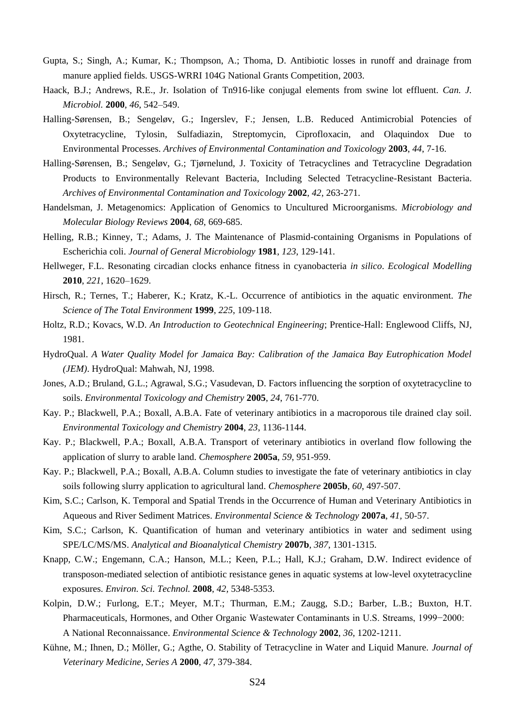Gupta, S.; Singh, A.; Kumar, K.; Thompson, A.; Thoma, D. Antibiotic losses in runoff and drainage from manure applied fields. USGS-WRRI 104G National Grants Competition, 2003.

Haack, B.J.; Andrews, R.E., Jr. Isolation of Tn916-like conjugal elements from swine lot effluent. *Can. J. Microbiol.* **2000**, *46*, 542–549.

Halling-Sørensen, B.; Sengeløv, G.; Ingerslev, F.; Jensen, L.B. Reduced Antimicrobial Potencies of Oxytetracycline, Tylosin, Sulfadiazin, Streptomycin, Ciprofloxacin, and Olaquindox Due to Environmental Processes. *Archives of Environmental Contamination and Toxicology* **2003**, *44*, 7-16.

Halling-Sørensen, B.; Sengeløv, G.; Tjørnelund, J. Toxicity of Tetracyclines and Tetracycline Degradation Products to Environmentally Relevant Bacteria, Including Selected Tetracycline-Resistant Bacteria. *Archives of Environmental Contamination and Toxicology* **2002**, *42*, 263-271.

Handelsman, J. Metagenomics: Application of Genomics to Uncultured Microorganisms. *Microbiology and Molecular Biology Reviews* **2004**, *68*, 669-685.

Helling, R.B.; Kinney, T.; Adams, J. The Maintenance of Plasmid-containing Organisms in Populations of Escherichia coli. *Journal of General Microbiology* **1981**, *123*, 129-141.

Hellweger, F.L. Resonating circadian clocks enhance fitness in cyanobacteria *in silico*. *Ecological Modelling* **2010**, *221*, 1620–1629.

Hirsch, R.; Ternes, T.; Haberer, K.; Kratz, K.-L. Occurrence of antibiotics in the aquatic environment. *The Science of The Total Environment* **1999**, *225*, 109-118.

Holtz, R.D.; Kovacs, W.D. *An Introduction to Geotechnical Engineering*; Prentice-Hall: Englewood Cliffs, NJ, 1981.

HydroQual. *A Water Quality Model for Jamaica Bay: Calibration of the Jamaica Bay Eutrophication Model (JEM)*. HydroQual: Mahwah, NJ, 1998.

Jones, A.D.; Bruland, G.L.; Agrawal, S.G.; Vasudevan, D. Factors influencing the sorption of oxytetracycline to soils. *Environmental Toxicology and Chemistry* **2005**, *24*, 761-770.

Kay. P.; Blackwell, P.A.; Boxall, A.B.A. Fate of veterinary antibiotics in a macroporous tile drained clay soil. *Environmental Toxicology and Chemistry* **2004**, *23*, 1136-1144.

Kay. P.; Blackwell, P.A.; Boxall, A.B.A. Transport of veterinary antibiotics in overland flow following the application of slurry to arable land. *Chemosphere* **2005a**, *59*, 951-959.

Kay. P.; Blackwell, P.A.; Boxall, A.B.A. Column studies to investigate the fate of veterinary antibiotics in clay soils following slurry application to agricultural land. *Chemosphere* **2005b**, *60*, 497-507.

Kim, S.C.; Carlson, K. Temporal and Spatial Trends in the Occurrence of Human and Veterinary Antibiotics in Aqueous and River Sediment Matrices. *Environmental Science & Technology* **2007a**, *41*, 50-57.

Kim, S.C.; Carlson, K. Quantification of human and veterinary antibiotics in water and sediment using SPE/LC/MS/MS. *Analytical and Bioanalytical Chemistry* **2007b**, *387*, 1301-1315.

Knapp, C.W.; Engemann, C.A.; Hanson, M.L.; Keen, P.L.; Hall, K.J.; Graham, D.W. Indirect evidence of transposon-mediated selection of antibiotic resistance genes in aquatic systems at low-level oxytetracycline exposures. *Environ. Sci. Technol.* **2008**, *42*, 5348-5353.

Kolpin, D.W.; Furlong, E.T.; Meyer, M.T.; Thurman, E.M.; Zaugg, S.D.; Barber, L.B.; Buxton, H.T. Pharmaceuticals, Hormones, and Other Organic Wastewater Contaminants in U.S. Streams, 1999−2000: A National Reconnaissance. *Environmental Science & Technology* **2002**, *36*, 1202-1211.

Kühne, M.; Ihnen, D.; Möller, G.; Agthe, O. Stability of Tetracycline in Water and Liquid Manure. *Journal of Veterinary Medicine, Series A* **2000**, *47*, 379-384.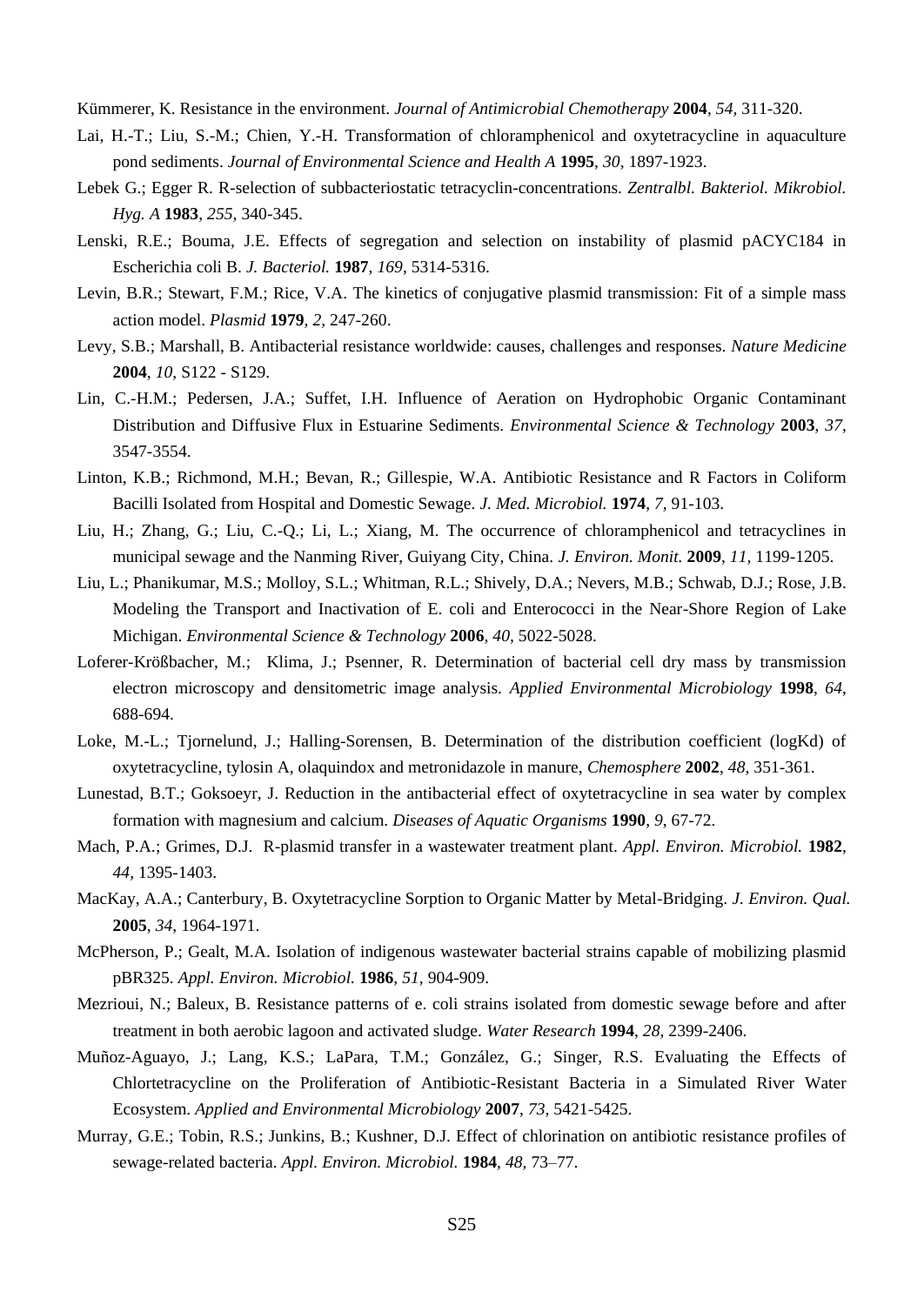Kümmerer, K. Resistance in the environment. *Journal of Antimicrobial Chemotherapy* **2004**, *54,* 311-320.

Lai, H.-T.; Liu, S.-M.; Chien, Y.-H. Transformation of chloramphenicol and oxytetracycline in aquaculture pond sediments. *Journal of Environmental Science and Health A* **1995**, *30*, 1897-1923.

Lebek G.; Egger R. R-selection of subbacteriostatic tetracyclin-concentrations. *Zentralbl. Bakteriol. Mikrobiol. Hyg. A* **1983**, *255*, 340-345.

Lenski, R.E.; Bouma, J.E. Effects of segregation and selection on instability of plasmid pACYC184 in Escherichia coli B. *J. Bacteriol.* **1987**, *169*, 5314-5316.

Levin, B.R.; Stewart, F.M.; Rice, V.A. The kinetics of conjugative plasmid transmission: Fit of a simple mass action model. *Plasmid* **1979**, *2,* 247-260.

Levy, S.B.; Marshall, B. Antibacterial resistance worldwide: causes, challenges and responses. *Nature Medicine* **2004**, *10*, S122 - S129.

Lin, C.-H.M.; Pedersen, J.A.; Suffet, I.H. Influence of Aeration on Hydrophobic Organic Contaminant Distribution and Diffusive Flux in Estuarine Sediments. *Environmental Science & Technology* **2003**, *37*, 3547-3554.

Linton, K.B.; Richmond, M.H.; Bevan, R.; Gillespie, W.A. Antibiotic Resistance and R Factors in Coliform Bacilli Isolated from Hospital and Domestic Sewage. *J. Med. Microbiol.* **1974**, *7*, 91-103.

Liu, H.; Zhang, G.; Liu, C.-Q.; Li, L.; Xiang, M. The occurrence of chloramphenicol and tetracyclines in municipal sewage and the Nanming River, Guiyang City, China. *J. Environ. Monit.* **2009**, *11*, 1199-1205.

Liu, L.; Phanikumar, M.S.; Molloy, S.L.; Whitman, R.L.; Shively, D.A.; Nevers, M.B.; Schwab, D.J.; Rose, J.B. Modeling the Transport and Inactivation of E. coli and Enterococci in the Near-Shore Region of Lake Michigan. *Environmental Science & Technology* **2006**, *40*, 5022-5028.

Loferer-Krößbacher, M.; Klima, J.; Psenner, R. Determination of bacterial cell dry mass by transmission electron microscopy and densitometric image analysis. *Applied Environmental Microbiology* **1998**, *64*, 688-694.

Loke, M.-L.; Tjornelund, J.; Halling-Sorensen, B. Determination of the distribution coefficient (logKd) of oxytetracycline, tylosin A, olaquindox and metronidazole in manure, *Chemosphere* **2002**, *48*, 351-361.

Lunestad, B.T.; Goksoeyr, J. Reduction in the antibacterial effect of oxytetracycline in sea water by complex formation with magnesium and calcium. *Diseases of Aquatic Organisms* **1990**, *9*, 67-72.

Mach, P.A.; Grimes, D.J. R-plasmid transfer in a wastewater treatment plant. *Appl. Environ. Microbiol.* **1982**, *44*, 1395-1403.

MacKay, A.A.; Canterbury, B. Oxytetracycline Sorption to Organic Matter by Metal-Bridging. *J. Environ. Qual.* **2005**, *34*, 1964-1971.

McPherson, P.; Gealt, M.A. Isolation of indigenous wastewater bacterial strains capable of mobilizing plasmid pBR325. *Appl. Environ. Microbiol.* **1986**, *51*, 904-909.

Mezrioui, N.; Baleux, B. Resistance patterns of e. coli strains isolated from domestic sewage before and after treatment in both aerobic lagoon and activated sludge. *Water Research* **1994**, *28*, 2399-2406.

Muñoz-Aguayo, J.; Lang, K.S.; LaPara, T.M.; González, G.; Singer, R.S. Evaluating the Effects of Chlortetracycline on the Proliferation of Antibiotic-Resistant Bacteria in a Simulated River Water Ecosystem. *Applied and Environmental Microbiology* **2007**, *73*, 5421-5425.

Murray, G.E.; Tobin, R.S.; Junkins, B.; Kushner, D.J. Effect of chlorination on antibiotic resistance profiles of sewage-related bacteria. *Appl. Environ. Microbiol.* **1984**, *48*, 73–77.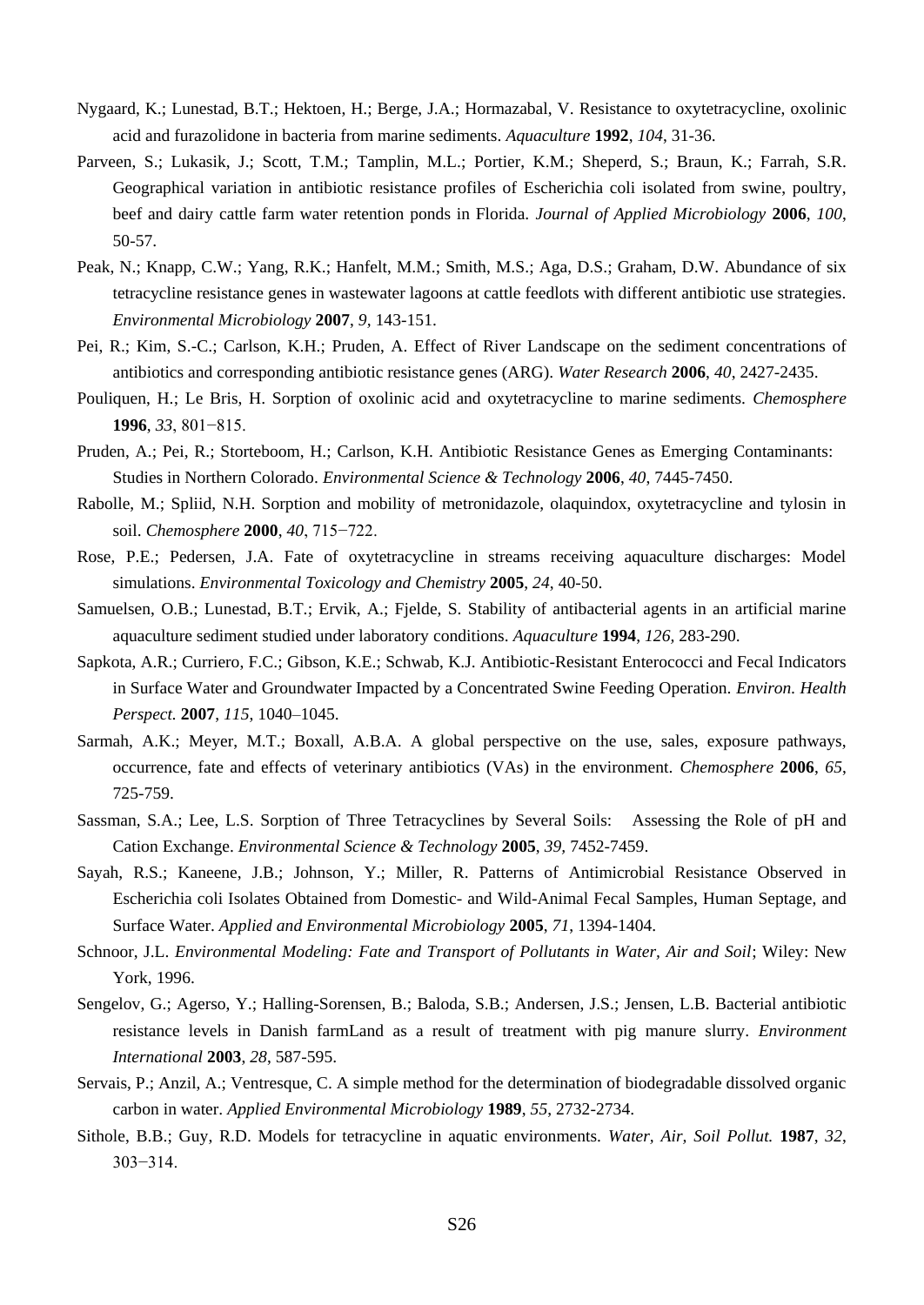Nygaard, K.; Lunestad, B.T.; Hektoen, H.; Berge, J.A.; Hormazabal, V. Resistance to oxytetracycline, oxolinic acid and furazolidone in bacteria from marine sediments. *Aquaculture* **1992**, *104*, 31-36.

Parveen, S.; Lukasik, J.; Scott, T.M.; Tamplin, M.L.; Portier, K.M.; Sheperd, S.; Braun, K.; Farrah, S.R. Geographical variation in antibiotic resistance profiles of Escherichia coli isolated from swine, poultry, beef and dairy cattle farm water retention ponds in Florida. *Journal of Applied Microbiology* **2006**, *100*, 50-57.

Peak, N.; Knapp, C.W.; Yang, R.K.; Hanfelt, M.M.; Smith, M.S.; Aga, D.S.; Graham, D.W. Abundance of six tetracycline resistance genes in wastewater lagoons at cattle feedlots with different antibiotic use strategies. *Environmental Microbiology* **2007**, *9*, 143-151.

Pei, R.; Kim, S.-C.; Carlson, K.H.; Pruden, A. Effect of River Landscape on the sediment concentrations of antibiotics and corresponding antibiotic resistance genes (ARG). *Water Research* **2006**, *40*, 2427-2435.

Pouliquen, H.; Le Bris, H. Sorption of oxolinic acid and oxytetracycline to marine sediments. *Chemosphere* **1996**, *33*, 801−815.

Pruden, A.; Pei, R.; Storteboom, H.; Carlson, K.H. Antibiotic Resistance Genes as Emerging Contaminants: Studies in Northern Colorado. *Environmental Science & Technology* **2006**, *40*, 7445-7450.

Rabolle, M.; Spliid, N.H. Sorption and mobility of metronidazole, olaquindox, oxytetracycline and tylosin in soil. *Chemosphere* **2000**, *40*, 715−722.

Rose, P.E.; Pedersen, J.A. Fate of oxytetracycline in streams receiving aquaculture discharges: Model simulations. *Environmental Toxicology and Chemistry* **2005**, *24*, 40-50.

Samuelsen, O.B.; Lunestad, B.T.; Ervik, A.; Fjelde, S. Stability of antibacterial agents in an artificial marine aquaculture sediment studied under laboratory conditions. *Aquaculture* **1994**, *126*, 283-290.

Sapkota, A.R.; Curriero, F.C.; Gibson, K.E.; Schwab, K.J. Antibiotic-Resistant Enterococci and Fecal Indicators in Surface Water and Groundwater Impacted by a Concentrated Swine Feeding Operation. *Environ. Health Perspect.* **2007**, *115*, 1040–1045.

Sarmah, A.K.; Meyer, M.T.; Boxall, A.B.A. A global perspective on the use, sales, exposure pathways, occurrence, fate and effects of veterinary antibiotics (VAs) in the environment. *Chemosphere* **2006**, *65*, 725-759.

Sassman, S.A.; Lee, L.S. Sorption of Three Tetracyclines by Several Soils: Assessing the Role of pH and Cation Exchange. *Environmental Science & Technology* **2005**, *39*, 7452-7459.

Sayah, R.S.; Kaneene, J.B.; Johnson, Y.; Miller, R. Patterns of Antimicrobial Resistance Observed in Escherichia coli Isolates Obtained from Domestic- and Wild-Animal Fecal Samples, Human Septage, and Surface Water. *Applied and Environmental Microbiology* **2005**, *71*, 1394-1404.

Schnoor, J.L. *Environmental Modeling: Fate and Transport of Pollutants in Water, Air and Soil*; Wiley: New York, 1996.

Sengelov, G.; Agerso, Y.; Halling-Sorensen, B.; Baloda, S.B.; Andersen, J.S.; Jensen, L.B. Bacterial antibiotic resistance levels in Danish farmLand as a result of treatment with pig manure slurry. *Environment International* **2003**, *28*, 587-595.

Servais, P.; Anzil, A.; Ventresque, C. A simple method for the determination of biodegradable dissolved organic carbon in water. *Applied Environmental Microbiology* **1989**, *55*, 2732-2734.

Sithole, B.B.; Guy, R.D. Models for tetracycline in aquatic environments. *Water, Air, Soil Pollut.* **1987**, *32*, 303−314.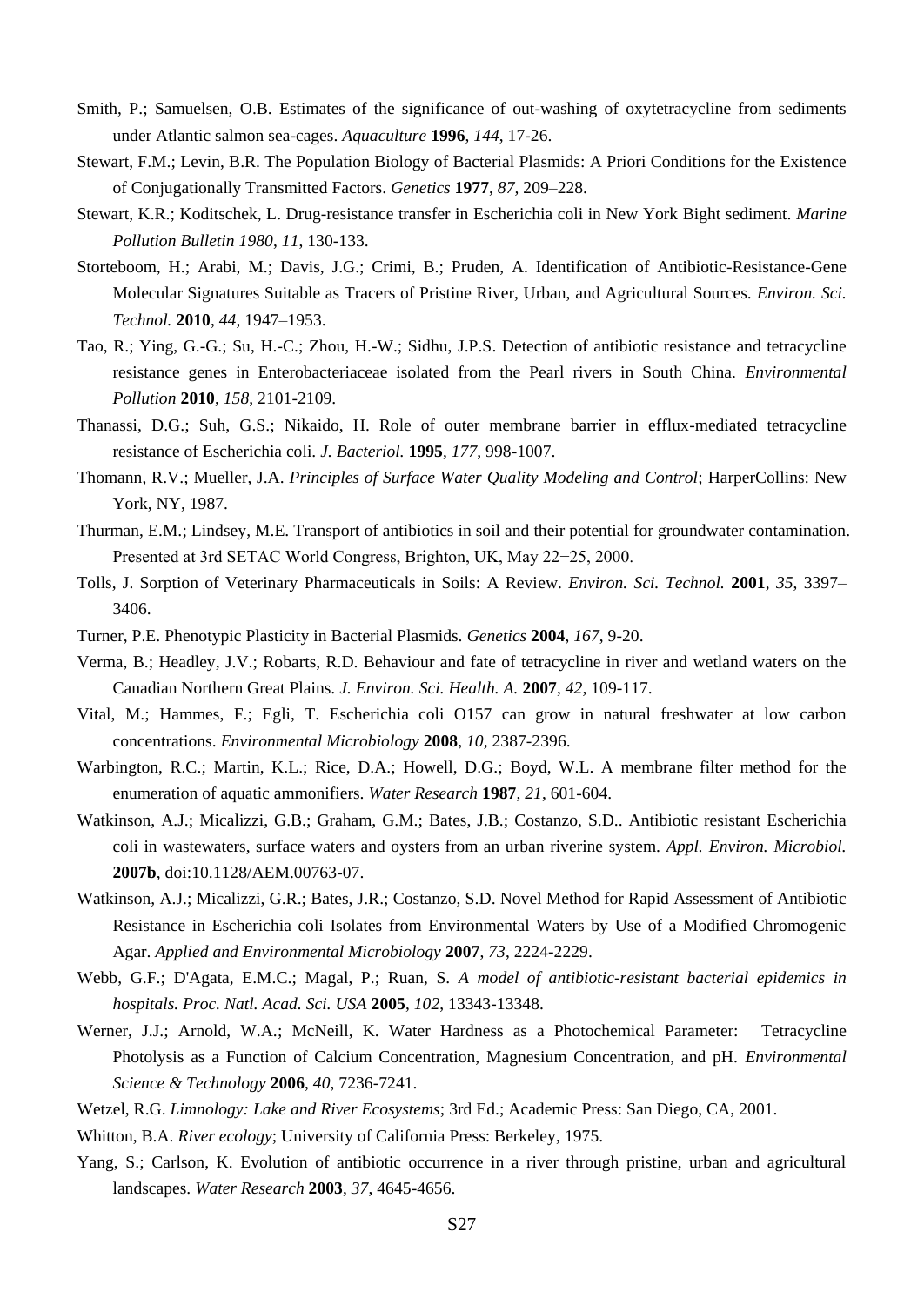Smith, P.; Samuelsen, O.B. Estimates of the significance of out-washing of oxytetracycline from sediments under Atlantic salmon sea-cages. *Aquaculture* **1996**, *144*, 17-26.

Stewart, F.M.; Levin, B.R. The Population Biology of Bacterial Plasmids: A Priori Conditions for the Existence of Conjugationally Transmitted Factors. *Genetics* **1977**, *87*, 209–228.

Stewart, K.R.; Koditschek, L. Drug-resistance transfer in Escherichia coli in New York Bight sediment. *Marine Pollution Bulletin 1980*, *11*, 130-133.

Storteboom, H.; Arabi, M.; Davis, J.G.; Crimi, B.; Pruden, A. Identification of Antibiotic-Resistance-Gene Molecular Signatures Suitable as Tracers of Pristine River, Urban, and Agricultural Sources. *Environ. Sci. Technol.* **2010**, *44*, 1947–1953.

Tao, R.; Ying, G.-G.; Su, H.-C.; Zhou, H.-W.; Sidhu, J.P.S. Detection of antibiotic resistance and tetracycline resistance genes in Enterobacteriaceae isolated from the Pearl rivers in South China. *Environmental Pollution* **2010**, *158*, 2101-2109.

Thanassi, D.G.; Suh, G.S.; Nikaido, H. Role of outer membrane barrier in efflux-mediated tetracycline resistance of Escherichia coli. *J. Bacteriol.* **1995**, *177*, 998-1007.

Thomann, R.V.; Mueller, J.A. *Principles of Surface Water Quality Modeling and Control*; HarperCollins: New York, NY, 1987.

Thurman, E.M.; Lindsey, M.E. Transport of antibiotics in soil and their potential for groundwater contamination. Presented at 3rd SETAC World Congress, Brighton, UK, May 22−25, 2000.

Tolls, J. Sorption of Veterinary Pharmaceuticals in Soils: A Review. *Environ. Sci. Technol.* **2001**, *35*, 3397–3406.

Turner, P.E. Phenotypic Plasticity in Bacterial Plasmids. *Genetics* **2004**, *167*, 9-20.

Verma, B.; Headley, J.V.; Robarts, R.D. Behaviour and fate of tetracycline in river and wetland waters on the Canadian Northern Great Plains. *J. Environ. Sci. Health. A.* **2007**, *42*, 109-117.

Vital, M.; Hammes, F.; Egli, T. Escherichia coli O157 can grow in natural freshwater at low carbon concentrations. *Environmental Microbiology* **2008**, *10*, 2387-2396.

Warbington, R.C.; Martin, K.L.; Rice, D.A.; Howell, D.G.; Boyd, W.L. A membrane filter method for the enumeration of aquatic ammonifiers. *Water Research* **1987**, *21*, 601-604.

Watkinson, A.J.; Micalizzi, G.B.; Graham, G.M.; Bates, J.B.; Costanzo, S.D.. Antibiotic resistant Escherichia coli in wastewaters, surface waters and oysters from an urban riverine system. *Appl. Environ. Microbiol.* **2007b**, doi:10.1128/AEM.00763-07.

Watkinson, A.J.; Micalizzi, G.R.; Bates, J.R.; Costanzo, S.D. Novel Method for Rapid Assessment of Antibiotic Resistance in Escherichia coli Isolates from Environmental Waters by Use of a Modified Chromogenic Agar. *Applied and Environmental Microbiology* **2007**, *73*, 2224-2229.

Webb, G.F.; D'Agata, E.M.C.; Magal, P.; Ruan, S. *A model of antibiotic-resistant bacterial epidemics in hospitals. Proc. Natl. Acad. Sci. USA* **2005**, *102*, 13343-13348.

Werner, J.J.; Arnold, W.A.; McNeill, K. Water Hardness as a Photochemical Parameter: Tetracycline Photolysis as a Function of Calcium Concentration, Magnesium Concentration, and pH. *Environmental Science & Technology* **2006**, *40*, 7236-7241.

Wetzel, R.G. *Limnology: Lake and River Ecosystems*; 3rd Ed.; Academic Press: San Diego, CA, 2001.

Whitton, B.A. *River ecology*; University of California Press: Berkeley, 1975.

Yang, S.; Carlson, K. Evolution of antibiotic occurrence in a river through pristine, urban and agricultural landscapes. *Water Research* **2003**, *37*, 4645-4656.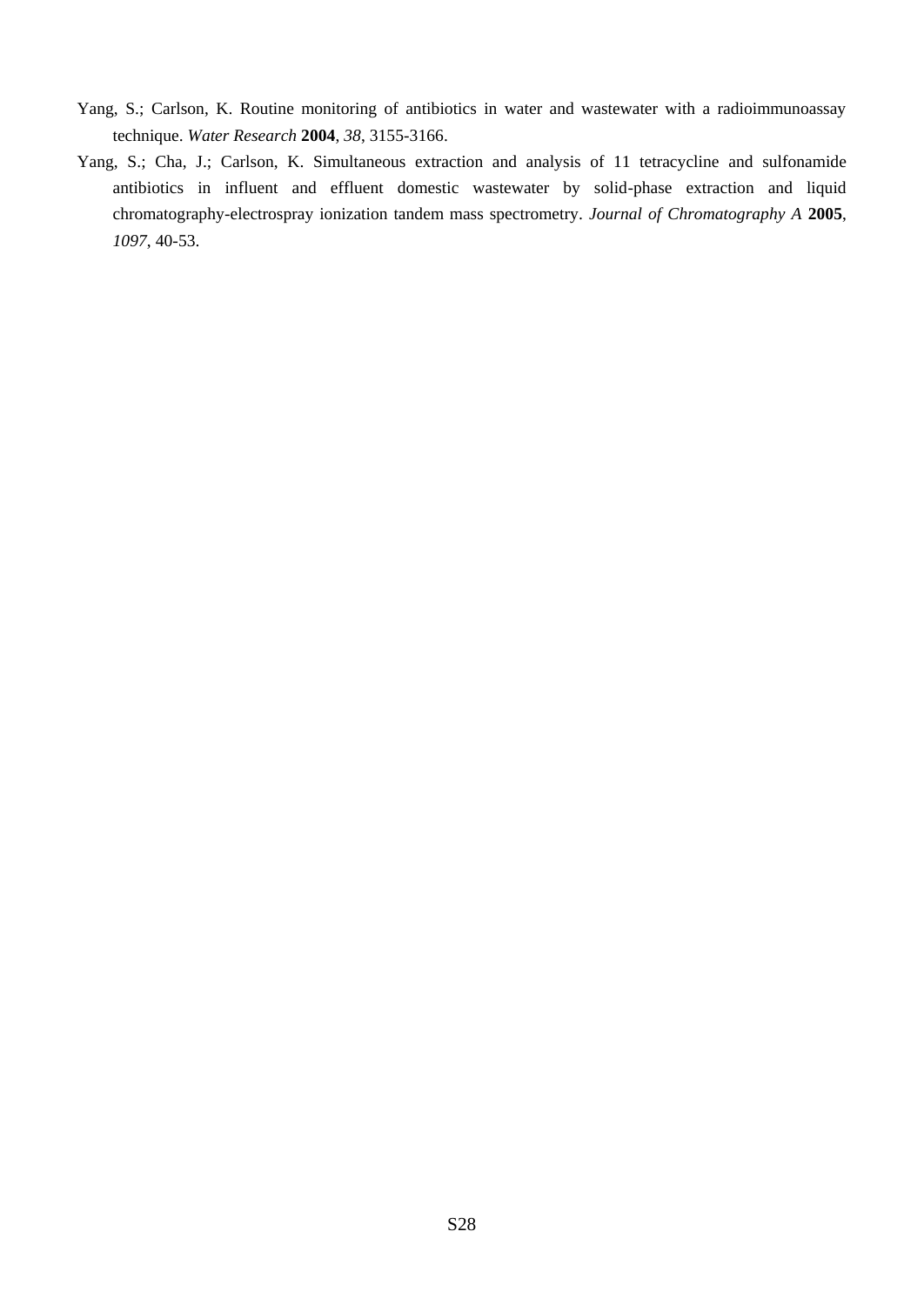Yang, S.; Carlson, K. Routine monitoring of antibiotics in water and wastewater with a radioimmunoassay technique. *Water Research* **2004**, *38*, 3155-3166.

Yang, S.; Cha, J.; Carlson, K. Simultaneous extraction and analysis of 11 tetracycline and sulfonamide antibiotics in influent and effluent domestic wastewater by solid-phase extraction and liquid chromatography-electrospray ionization tandem mass spectrometry. *Journal of Chromatography A* **2005**, *1097*, 40-53.